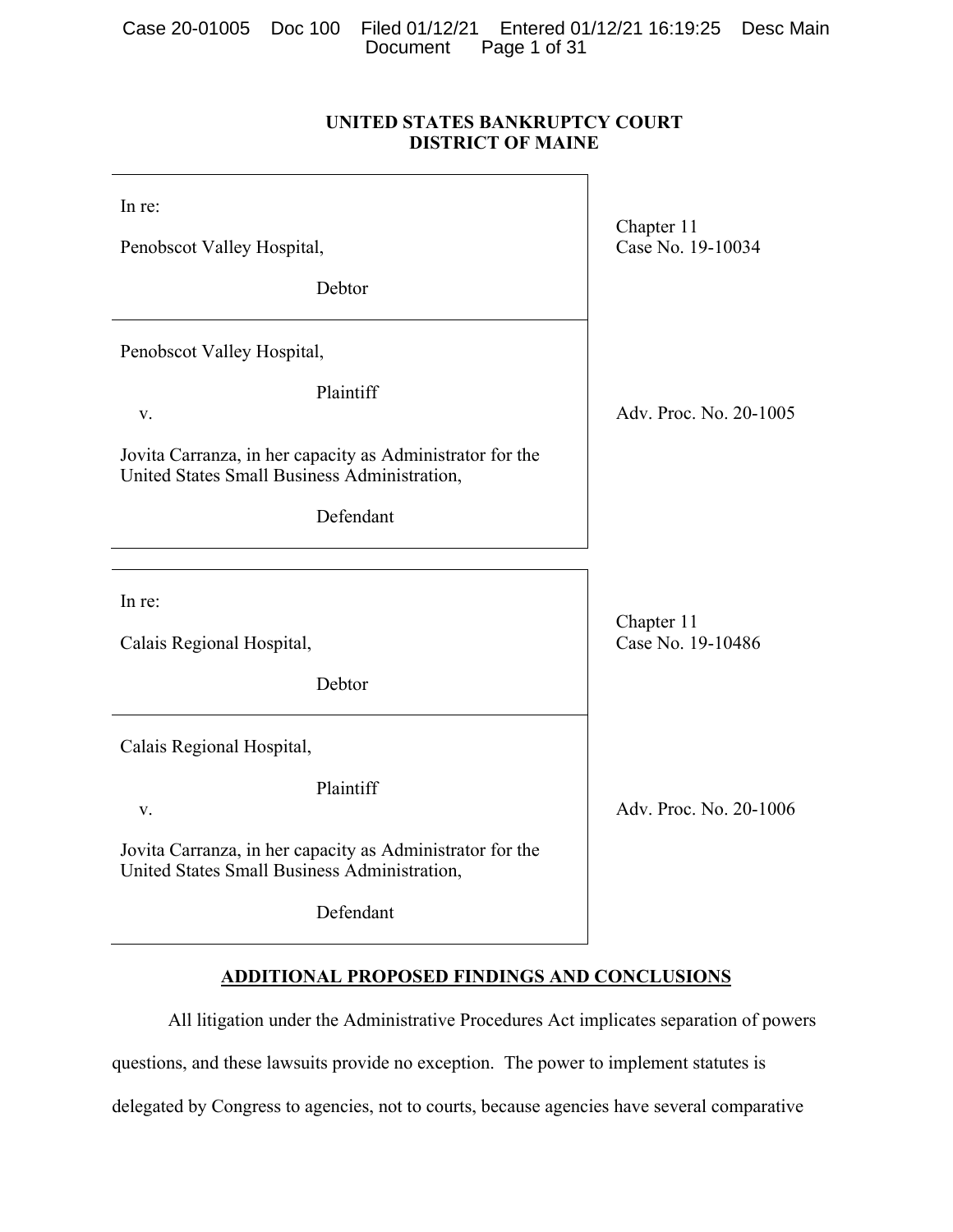**UNITED STATES BANKRUPTCY COURT**
**DISTRICT OF MAINE**

| | |
|---|---|
| In re:<br><br>Penobscot Valley Hospital,<br><br>Debtor | Chapter 11<br>Case No. 19-10034 |
| Penobscot Valley Hospital,<br><br>Plaintiff<br>v.<br><br>Jovita Carranza, in her capacity as Administrator for the United States Small Business Administration,<br><br>Defendant | Adv. Proc. No. 20-1005 |

| | |
|---|---|
| In re:<br><br>Calais Regional Hospital,<br><br>Debtor | Chapter 11<br>Case No. 19-10486 |
| Calais Regional Hospital,<br><br>Plaintiff<br>v.<br><br>Jovita Carranza, in her capacity as Administrator for the United States Small Business Administration,<br><br>Defendant | Adv. Proc. No. 20-1006 |

## ADDITIONAL PROPOSED FINDINGS AND CONCLUSIONS

All litigation under the Administrative Procedures Act implicates separation of powers questions, and these lawsuits provide no exception. The power to implement statutes is delegated by Congress to agencies, not to courts, because agencies have several comparative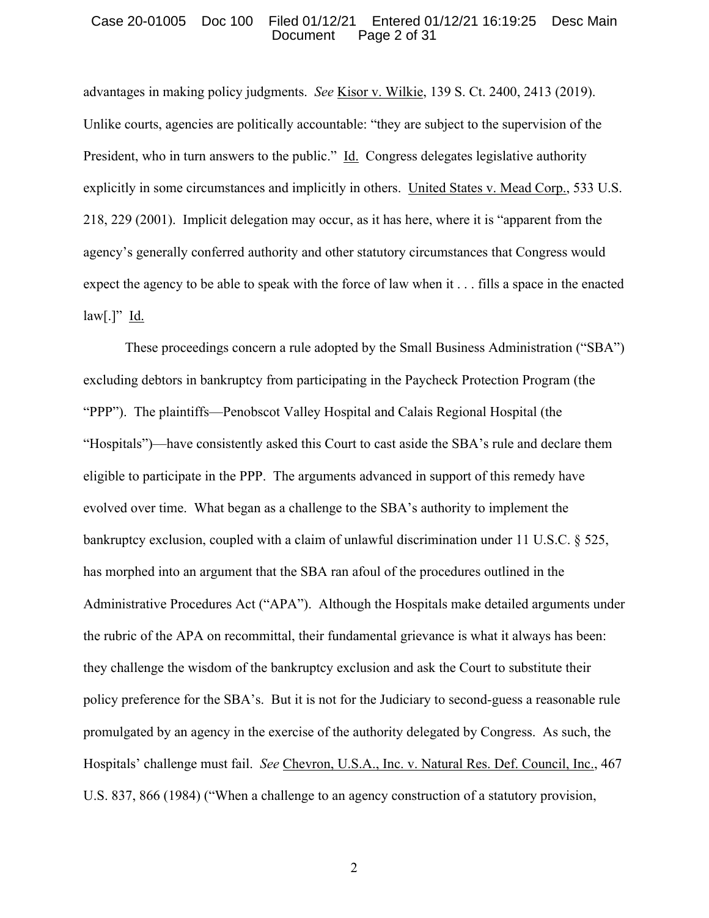advantages in making policy judgments. *See* Kisor v. Wilkie, 139 S. Ct. 2400, 2413 (2019). Unlike courts, agencies are politically accountable: "they are subject to the supervision of the President, who in turn answers to the public." Id. Congress delegates legislative authority explicitly in some circumstances and implicitly in others. United States v. Mead Corp., 533 U.S. 218, 229 (2001). Implicit delegation may occur, as it has here, where it is "apparent from the agency's generally conferred authority and other statutory circumstances that Congress would expect the agency to be able to speak with the force of law when it . . . fills a space in the enacted law[.]" Id.

These proceedings concern a rule adopted by the Small Business Administration ("SBA") excluding debtors in bankruptcy from participating in the Paycheck Protection Program (the "PPP"). The plaintiffs—Penobscot Valley Hospital and Calais Regional Hospital (the "Hospitals")—have consistently asked this Court to cast aside the SBA's rule and declare them eligible to participate in the PPP. The arguments advanced in support of this remedy have evolved over time. What began as a challenge to the SBA's authority to implement the bankruptcy exclusion, coupled with a claim of unlawful discrimination under 11 U.S.C. § 525, has morphed into an argument that the SBA ran afoul of the procedures outlined in the Administrative Procedures Act ("APA"). Although the Hospitals make detailed arguments under the rubric of the APA on recommittal, their fundamental grievance is what it always has been: they challenge the wisdom of the bankruptcy exclusion and ask the Court to substitute their policy preference for the SBA's. But it is not for the Judiciary to second-guess a reasonable rule promulgated by an agency in the exercise of the authority delegated by Congress. As such, the Hospitals' challenge must fail. *See* Chevron, U.S.A., Inc. v. Natural Res. Def. Council, Inc., 467 U.S. 837, 866 (1984) ("When a challenge to an agency construction of a statutory provision,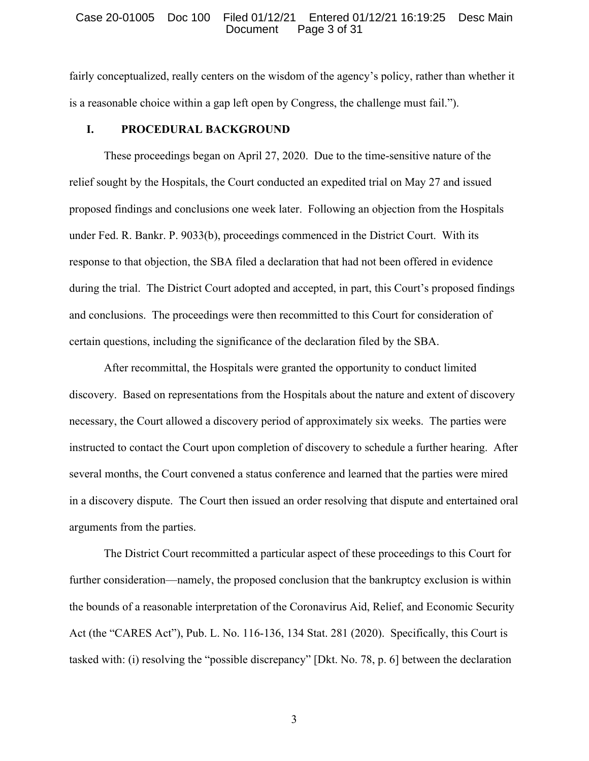fairly conceptualized, really centers on the wisdom of the agency's policy, rather than whether it is a reasonable choice within a gap left open by Congress, the challenge must fail.").

## I. PROCEDURAL BACKGROUND

These proceedings began on April 27, 2020. Due to the time-sensitive nature of the relief sought by the Hospitals, the Court conducted an expedited trial on May 27 and issued proposed findings and conclusions one week later. Following an objection from the Hospitals under Fed. R. Bankr. P. 9033(b), proceedings commenced in the District Court. With its response to that objection, the SBA filed a declaration that had not been offered in evidence during the trial. The District Court adopted and accepted, in part, this Court's proposed findings and conclusions. The proceedings were then recommitted to this Court for consideration of certain questions, including the significance of the declaration filed by the SBA.

After recommittal, the Hospitals were granted the opportunity to conduct limited discovery. Based on representations from the Hospitals about the nature and extent of discovery necessary, the Court allowed a discovery period of approximately six weeks. The parties were instructed to contact the Court upon completion of discovery to schedule a further hearing. After several months, the Court convened a status conference and learned that the parties were mired in a discovery dispute. The Court then issued an order resolving that dispute and entertained oral arguments from the parties.

The District Court recommitted a particular aspect of these proceedings to this Court for further consideration—namely, the proposed conclusion that the bankruptcy exclusion is within the bounds of a reasonable interpretation of the Coronavirus Aid, Relief, and Economic Security Act (the "CARES Act"), Pub. L. No. 116-136, 134 Stat. 281 (2020). Specifically, this Court is tasked with: (i) resolving the "possible discrepancy" [Dkt. No. 78, p. 6] between the declaration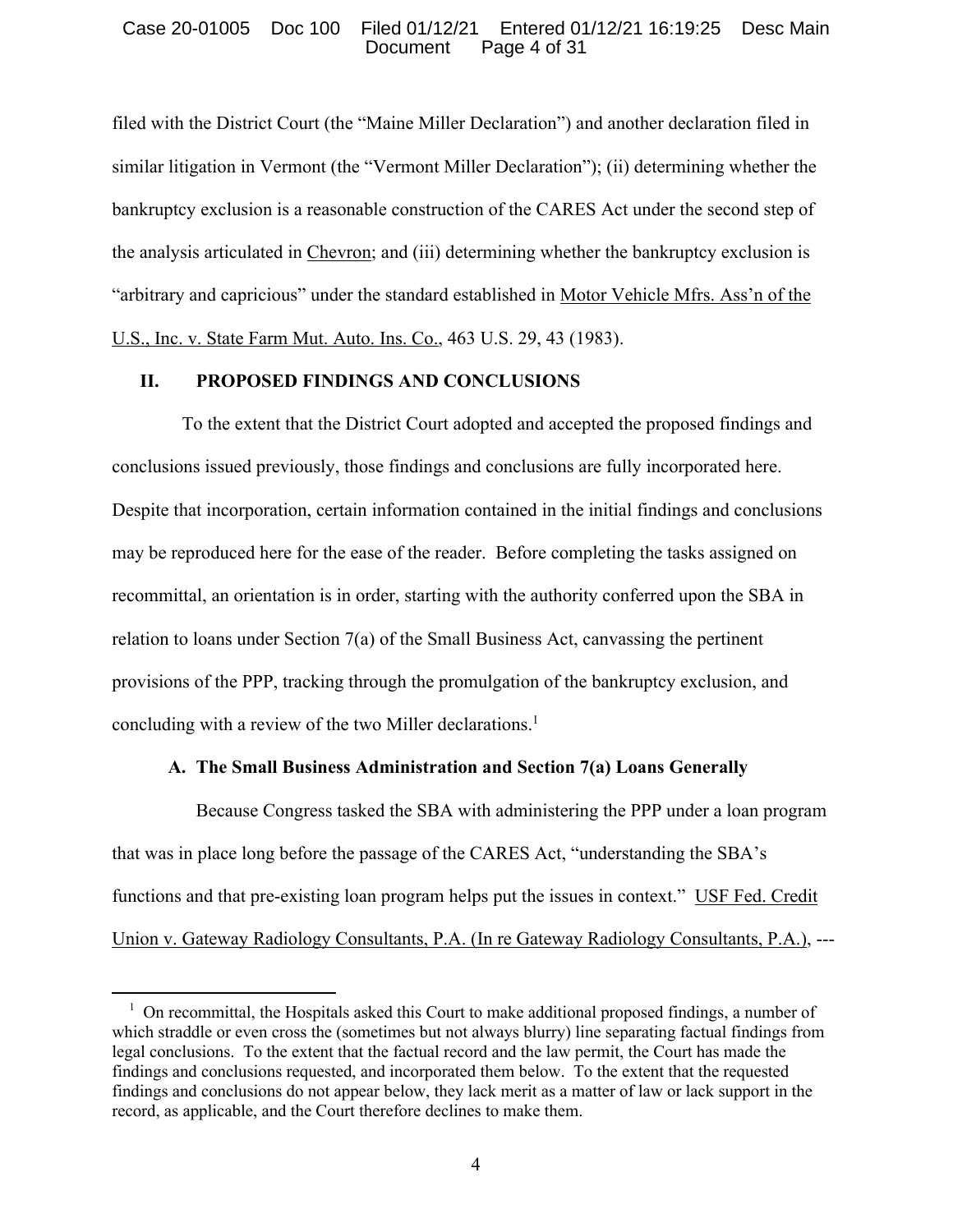filed with the District Court (the "Maine Miller Declaration") and another declaration filed in similar litigation in Vermont (the "Vermont Miller Declaration"); (ii) determining whether the bankruptcy exclusion is a reasonable construction of the CARES Act under the second step of the analysis articulated in Chevron; and (iii) determining whether the bankruptcy exclusion is "arbitrary and capricious" under the standard established in Motor Vehicle Mfrs. Ass'n of the U.S., Inc. v. State Farm Mut. Auto. Ins. Co., 463 U.S. 29, 43 (1983).

## II. PROPOSED FINDINGS AND CONCLUSIONS

To the extent that the District Court adopted and accepted the proposed findings and conclusions issued previously, those findings and conclusions are fully incorporated here. Despite that incorporation, certain information contained in the initial findings and conclusions may be reproduced here for the ease of the reader. Before completing the tasks assigned on recommittal, an orientation is in order, starting with the authority conferred upon the SBA in relation to loans under Section 7(a) of the Small Business Act, canvassing the pertinent provisions of the PPP, tracking through the promulgation of the bankruptcy exclusion, and concluding with a review of the two Miller declarations.[1]

### A. The Small Business Administration and Section 7(a) Loans Generally

Because Congress tasked the SBA with administering the PPP under a loan program that was in place long before the passage of the CARES Act, "understanding the SBA's functions and that pre-existing loan program helps put the issues in context." USF Fed. Credit Union v. Gateway Radiology Consultants, P.A. (In re Gateway Radiology Consultants, P.A.), ---

[1] On recommittal, the Hospitals asked this Court to make additional proposed findings, a number of which straddle or even cross the (sometimes but not always blurry) line separating factual findings from legal conclusions. To the extent that the factual record and the law permit, the Court has made the findings and conclusions requested, and incorporated them below. To the extent that the requested findings and conclusions do not appear below, they lack merit as a matter of law or lack support in the record, as applicable, and the Court therefore declines to make them.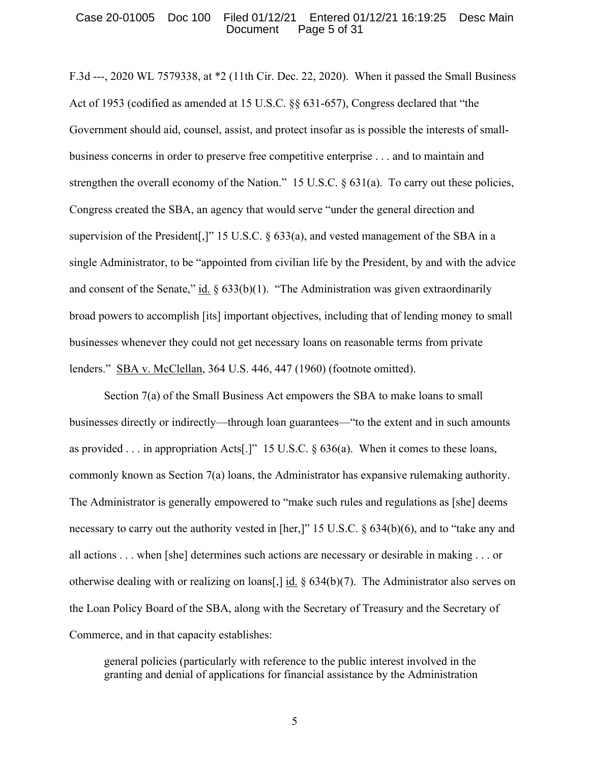F.3d ---, 2020 WL 7579338, at *2 (11th Cir. Dec. 22, 2020). When it passed the Small Business Act of 1953 (codified as amended at 15 U.S.C. §§ 631-657), Congress declared that "the Government should aid, counsel, assist, and protect insofar as is possible the interests of small-business concerns in order to preserve free competitive enterprise . . . and to maintain and strengthen the overall economy of the Nation." 15 U.S.C. § 631(a). To carry out these policies, Congress created the SBA, an agency that would serve "under the general direction and supervision of the President[,]" 15 U.S.C. § 633(a), and vested management of the SBA in a single Administrator, to be "appointed from civilian life by the President, by and with the advice and consent of the Senate," id. § 633(b)(1). "The Administration was given extraordinarily broad powers to accomplish [its] important objectives, including that of lending money to small businesses whenever they could not get necessary loans on reasonable terms from private lenders." SBA v. McClellan, 364 U.S. 446, 447 (1960) (footnote omitted).

Section 7(a) of the Small Business Act empowers the SBA to make loans to small businesses directly or indirectly—through loan guarantees—"to the extent and in such amounts as provided . . . in appropriation Acts[.]" 15 U.S.C. § 636(a). When it comes to these loans, commonly known as Section 7(a) loans, the Administrator has expansive rulemaking authority. The Administrator is generally empowered to "make such rules and regulations as [she] deems necessary to carry out the authority vested in [her,]" 15 U.S.C. § 634(b)(6), and to "take any and all actions . . . when [she] determines such actions are necessary or desirable in making . . . or otherwise dealing with or realizing on loans[,] id. § 634(b)(7). The Administrator also serves on the Loan Policy Board of the SBA, along with the Secretary of Treasury and the Secretary of Commerce, and in that capacity establishes:

> general policies (particularly with reference to the public interest involved in the granting and denial of applications for financial assistance by the Administration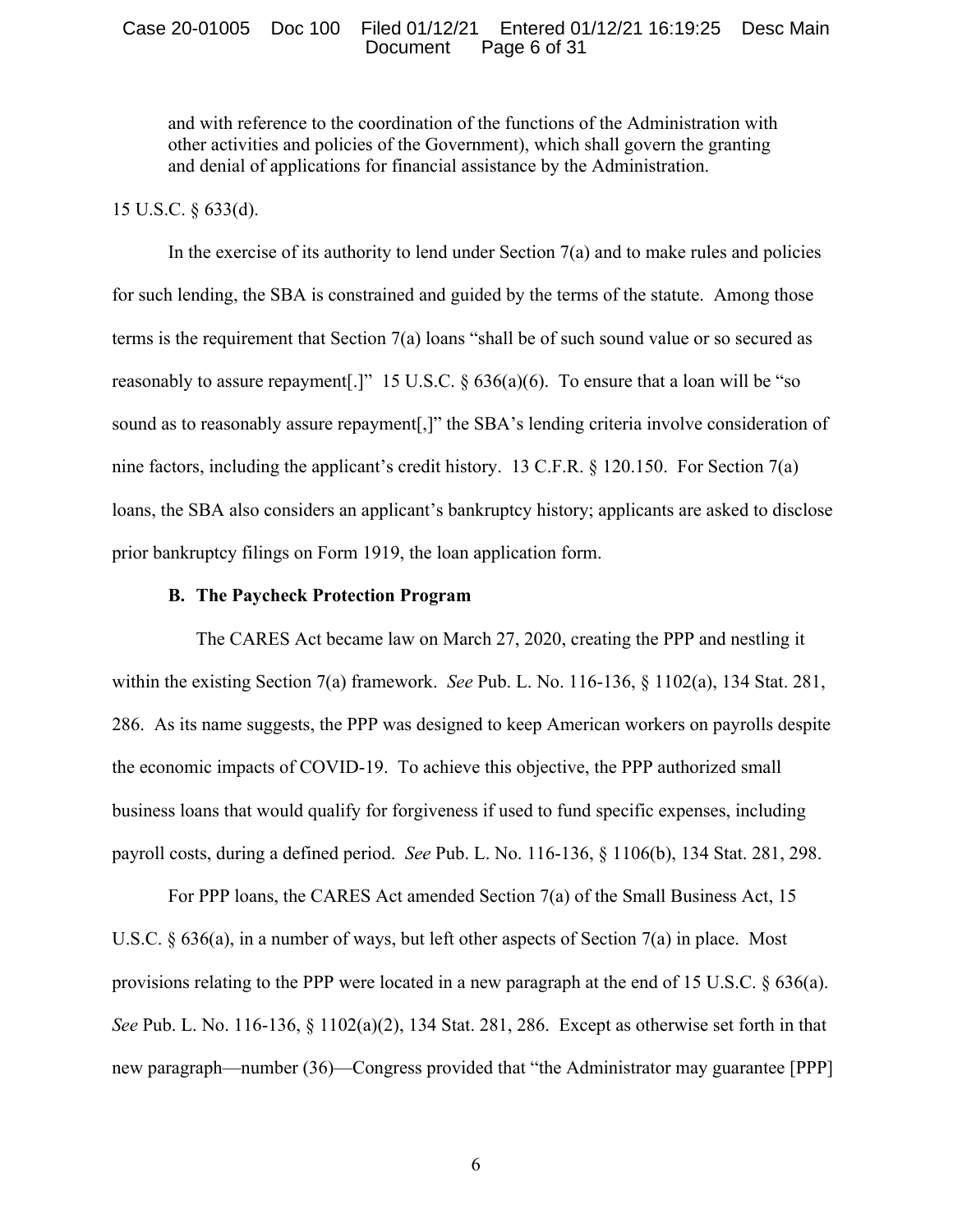> and with reference to the coordination of the functions of the Administration with other activities and policies of the Government), which shall govern the granting and denial of applications for financial assistance by the Administration.

15 U.S.C. § 633(d).

In the exercise of its authority to lend under Section 7(a) and to make rules and policies for such lending, the SBA is constrained and guided by the terms of the statute. Among those terms is the requirement that Section 7(a) loans "shall be of such sound value or so secured as reasonably to assure repayment[.]" 15 U.S.C. § 636(a)(6). To ensure that a loan will be "so sound as to reasonably assure repayment[,]" the SBA's lending criteria involve consideration of nine factors, including the applicant's credit history. 13 C.F.R. § 120.150. For Section 7(a) loans, the SBA also considers an applicant's bankruptcy history; applicants are asked to disclose prior bankruptcy filings on Form 1919, the loan application form.

### B. The Paycheck Protection Program

The CARES Act became law on March 27, 2020, creating the PPP and nestling it within the existing Section 7(a) framework. *See* Pub. L. No. 116-136, § 1102(a), 134 Stat. 281, 286. As its name suggests, the PPP was designed to keep American workers on payrolls despite the economic impacts of COVID-19. To achieve this objective, the PPP authorized small business loans that would qualify for forgiveness if used to fund specific expenses, including payroll costs, during a defined period. *See* Pub. L. No. 116-136, § 1106(b), 134 Stat. 281, 298.

For PPP loans, the CARES Act amended Section 7(a) of the Small Business Act, 15 U.S.C. § 636(a), in a number of ways, but left other aspects of Section 7(a) in place. Most provisions relating to the PPP were located in a new paragraph at the end of 15 U.S.C. § 636(a). *See* Pub. L. No. 116-136, § 1102(a)(2), 134 Stat. 281, 286. Except as otherwise set forth in that new paragraph—number (36)—Congress provided that "the Administrator may guarantee [PPP]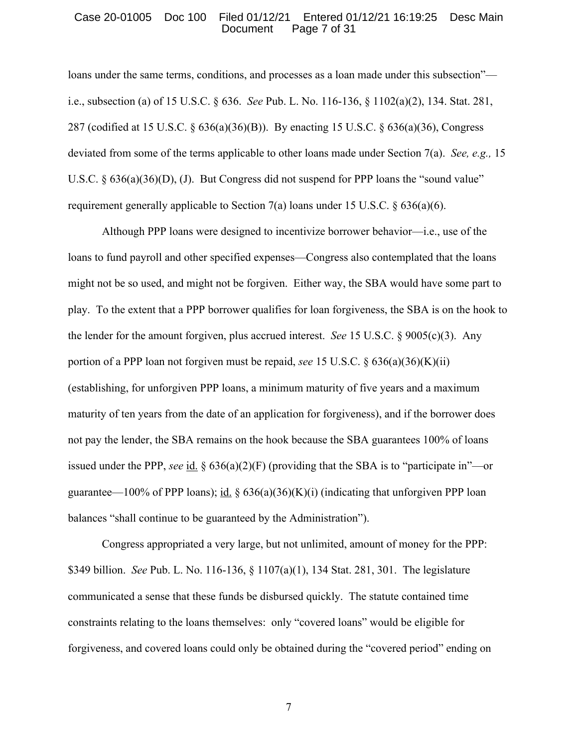loans under the same terms, conditions, and processes as a loan made under this subsection"—i.e., subsection (a) of 15 U.S.C. § 636. *See* Pub. L. No. 116-136, § 1102(a)(2), 134. Stat. 281, 287 (codified at 15 U.S.C. § 636(a)(36)(B)). By enacting 15 U.S.C. § 636(a)(36), Congress deviated from some of the terms applicable to other loans made under Section 7(a). *See, e.g.,* 15 U.S.C. § 636(a)(36)(D), (J). But Congress did not suspend for PPP loans the "sound value" requirement generally applicable to Section 7(a) loans under 15 U.S.C. § 636(a)(6).

Although PPP loans were designed to incentivize borrower behavior—i.e., use of the loans to fund payroll and other specified expenses—Congress also contemplated that the loans might not be so used, and might not be forgiven. Either way, the SBA would have some part to play. To the extent that a PPP borrower qualifies for loan forgiveness, the SBA is on the hook to the lender for the amount forgiven, plus accrued interest. *See* 15 U.S.C. § 9005(c)(3). Any portion of a PPP loan not forgiven must be repaid, *see* 15 U.S.C. § 636(a)(36)(K)(ii) (establishing, for unforgiven PPP loans, a minimum maturity of five years and a maximum maturity of ten years from the date of an application for forgiveness), and if the borrower does not pay the lender, the SBA remains on the hook because the SBA guarantees 100% of loans issued under the PPP, *see* id. § 636(a)(2)(F) (providing that the SBA is to "participate in"—or guarantee—100% of PPP loans); id. § 636(a)(36)(K)(i) (indicating that unforgiven PPP loan balances "shall continue to be guaranteed by the Administration").

Congress appropriated a very large, but not unlimited, amount of money for the PPP: $349 billion. *See* Pub. L. No. 116-136, § 1107(a)(1), 134 Stat. 281, 301. The legislature communicated a sense that these funds be disbursed quickly. The statute contained time constraints relating to the loans themselves: only "covered loans" would be eligible for forgiveness, and covered loans could only be obtained during the "covered period" ending on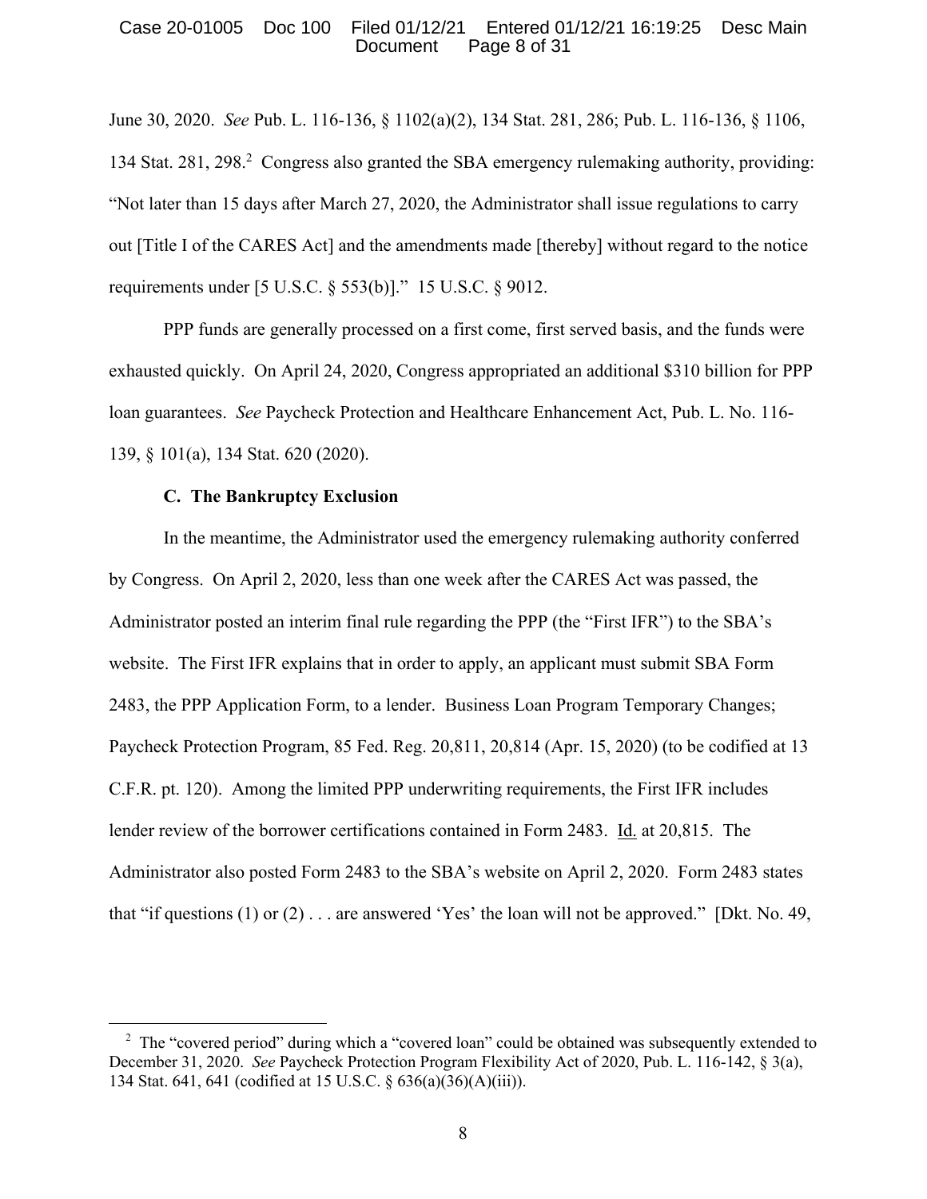June 30, 2020. *See* Pub. L. 116-136, § 1102(a)(2), 134 Stat. 281, 286; Pub. L. 116-136, § 1106, 134 Stat. 281, 298.[2] Congress also granted the SBA emergency rulemaking authority, providing: "Not later than 15 days after March 27, 2020, the Administrator shall issue regulations to carry out [Title I of the CARES Act] and the amendments made [thereby] without regard to the notice requirements under [5 U.S.C. § 553(b)]." 15 U.S.C. § 9012.

PPP funds are generally processed on a first come, first served basis, and the funds were exhausted quickly. On April 24, 2020, Congress appropriated an additional $310 billion for PPP loan guarantees. *See* Paycheck Protection and Healthcare Enhancement Act, Pub. L. No. 116-139, § 101(a), 134 Stat. 620 (2020).

### C. The Bankruptcy Exclusion

In the meantime, the Administrator used the emergency rulemaking authority conferred by Congress. On April 2, 2020, less than one week after the CARES Act was passed, the Administrator posted an interim final rule regarding the PPP (the "First IFR") to the SBA's website. The First IFR explains that in order to apply, an applicant must submit SBA Form 2483, the PPP Application Form, to a lender. Business Loan Program Temporary Changes; Paycheck Protection Program, 85 Fed. Reg. 20,811, 20,814 (Apr. 15, 2020) (to be codified at 13 C.F.R. pt. 120). Among the limited PPP underwriting requirements, the First IFR includes lender review of the borrower certifications contained in Form 2483. Id. at 20,815. The Administrator also posted Form 2483 to the SBA's website on April 2, 2020. Form 2483 states that "if questions (1) or (2) . . . are answered 'Yes' the loan will not be approved." [Dkt. No. 49,

---

[2] The "covered period" during which a "covered loan" could be obtained was subsequently extended to December 31, 2020. *See* Paycheck Protection Program Flexibility Act of 2020, Pub. L. 116-142, § 3(a), 134 Stat. 641, 641 (codified at 15 U.S.C. § 636(a)(36)(A)(iii)).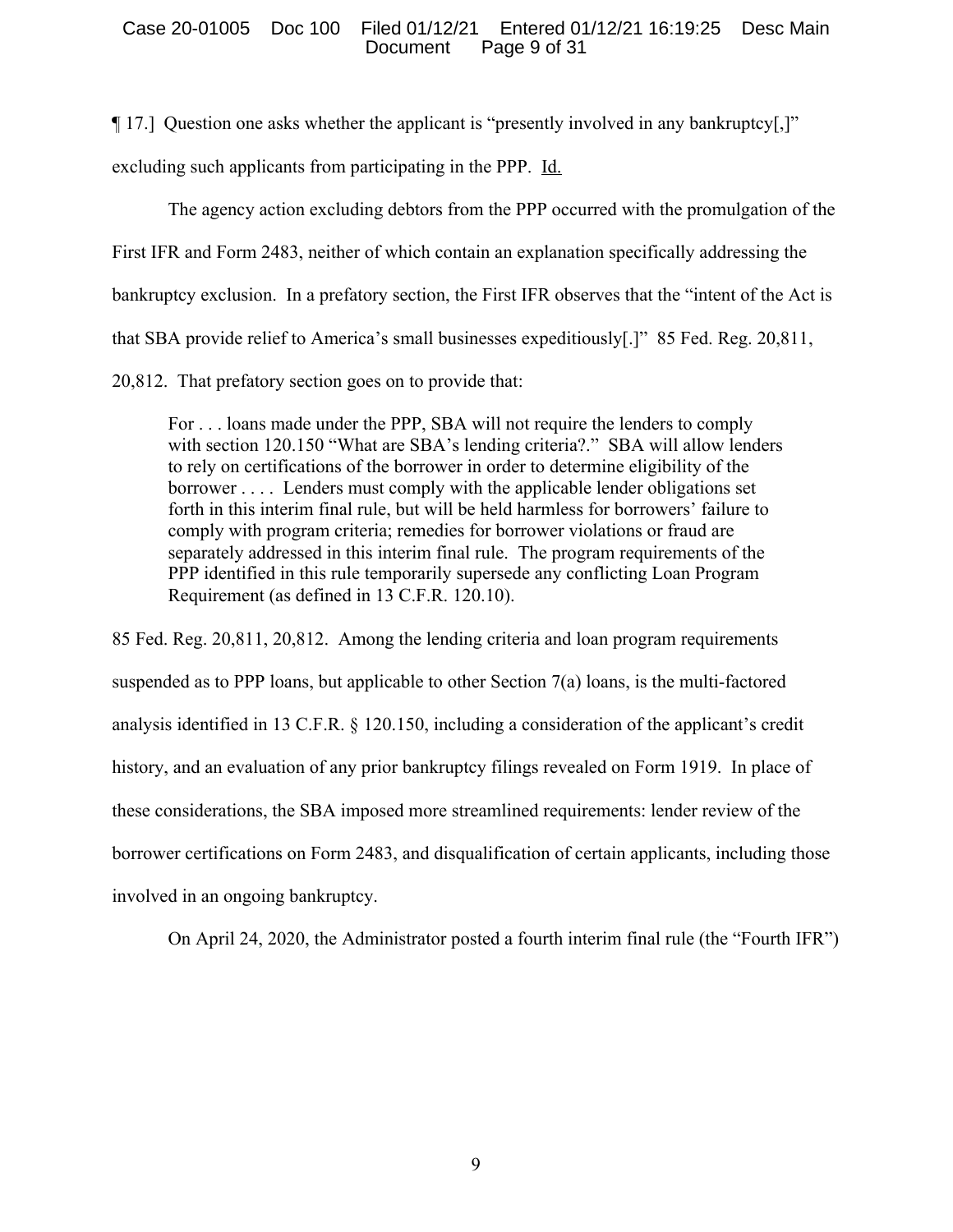¶ 17.] Question one asks whether the applicant is "presently involved in any bankruptcy[,]" excluding such applicants from participating in the PPP. Id.

The agency action excluding debtors from the PPP occurred with the promulgation of the First IFR and Form 2483, neither of which contain an explanation specifically addressing the bankruptcy exclusion. In a prefatory section, the First IFR observes that the "intent of the Act is that SBA provide relief to America's small businesses expeditiously[.]" 85 Fed. Reg. 20,811, 20,812. That prefatory section goes on to provide that:

> For . . . loans made under the PPP, SBA will not require the lenders to comply with section 120.150 "What are SBA's lending criteria?." SBA will allow lenders to rely on certifications of the borrower in order to determine eligibility of the borrower . . . . Lenders must comply with the applicable lender obligations set forth in this interim final rule, but will be held harmless for borrowers' failure to comply with program criteria; remedies for borrower violations or fraud are separately addressed in this interim final rule. The program requirements of the PPP identified in this rule temporarily supersede any conflicting Loan Program Requirement (as defined in 13 C.F.R. 120.10).

85 Fed. Reg. 20,811, 20,812. Among the lending criteria and loan program requirements suspended as to PPP loans, but applicable to other Section 7(a) loans, is the multi-factored analysis identified in 13 C.F.R. § 120.150, including a consideration of the applicant's credit history, and an evaluation of any prior bankruptcy filings revealed on Form 1919. In place of these considerations, the SBA imposed more streamlined requirements: lender review of the borrower certifications on Form 2483, and disqualification of certain applicants, including those involved in an ongoing bankruptcy.

On April 24, 2020, the Administrator posted a fourth interim final rule (the "Fourth IFR")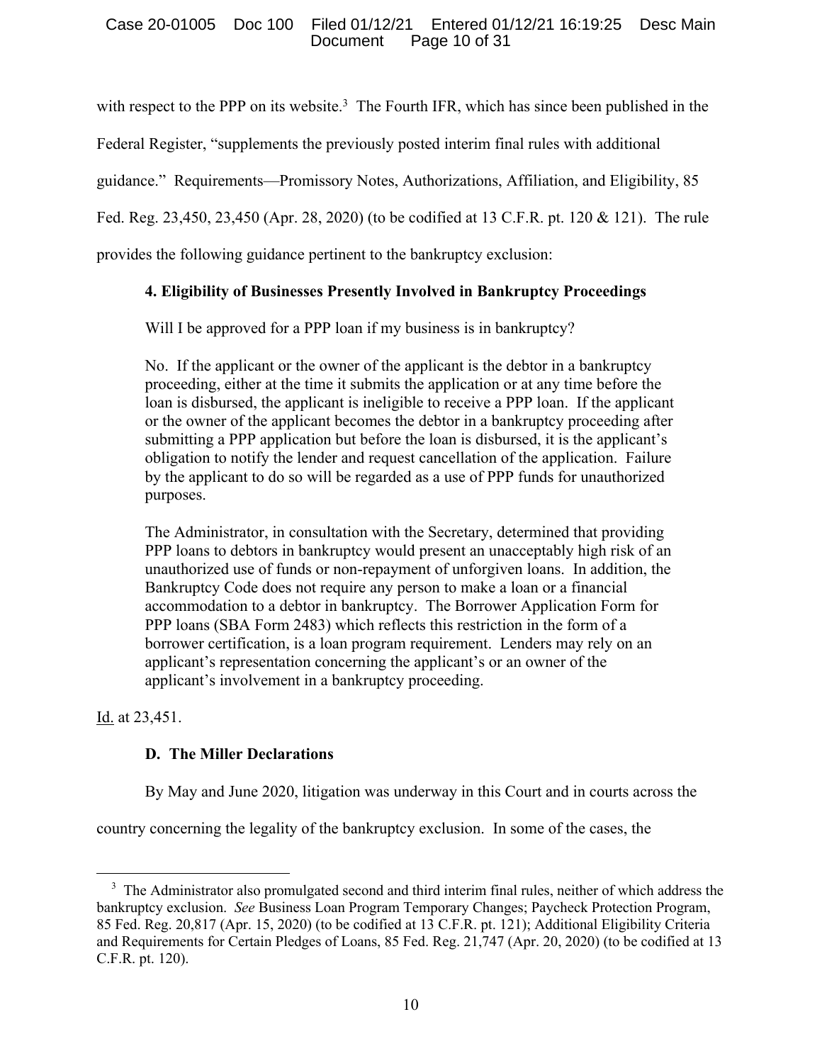with respect to the PPP on its website.[3] The Fourth IFR, which has since been published in the Federal Register, "supplements the previously posted interim final rules with additional guidance." Requirements—Promissory Notes, Authorizations, Affiliation, and Eligibility, 85 Fed. Reg. 23,450, 23,450 (Apr. 28, 2020) (to be codified at 13 C.F.R. pt. 120 & 121). The rule provides the following guidance pertinent to the bankruptcy exclusion:

> **4. Eligibility of Businesses Presently Involved in Bankruptcy Proceedings**
>
> Will I be approved for a PPP loan if my business is in bankruptcy?
>
> No. If the applicant or the owner of the applicant is the debtor in a bankruptcy proceeding, either at the time it submits the application or at any time before the loan is disbursed, the applicant is ineligible to receive a PPP loan. If the applicant or the owner of the applicant becomes the debtor in a bankruptcy proceeding after submitting a PPP application but before the loan is disbursed, it is the applicant's obligation to notify the lender and request cancellation of the application. Failure by the applicant to do so will be regarded as a use of PPP funds for unauthorized purposes.
>
> The Administrator, in consultation with the Secretary, determined that providing PPP loans to debtors in bankruptcy would present an unacceptably high risk of an unauthorized use of funds or non-repayment of unforgiven loans. In addition, the Bankruptcy Code does not require any person to make a loan or a financial accommodation to a debtor in bankruptcy. The Borrower Application Form for PPP loans (SBA Form 2483) which reflects this restriction in the form of a borrower certification, is a loan program requirement. Lenders may rely on an applicant's representation concerning the applicant's or an owner of the applicant's involvement in a bankruptcy proceeding.

Id. at 23,451.

### D. The Miller Declarations

By May and June 2020, litigation was underway in this Court and in courts across the country concerning the legality of the bankruptcy exclusion. In some of the cases, the

[3] The Administrator also promulgated second and third interim final rules, neither of which address the bankruptcy exclusion. *See* Business Loan Program Temporary Changes; Paycheck Protection Program, 85 Fed. Reg. 20,817 (Apr. 15, 2020) (to be codified at 13 C.F.R. pt. 121); Additional Eligibility Criteria and Requirements for Certain Pledges of Loans, 85 Fed. Reg. 21,747 (Apr. 20, 2020) (to be codified at 13 C.F.R. pt. 120).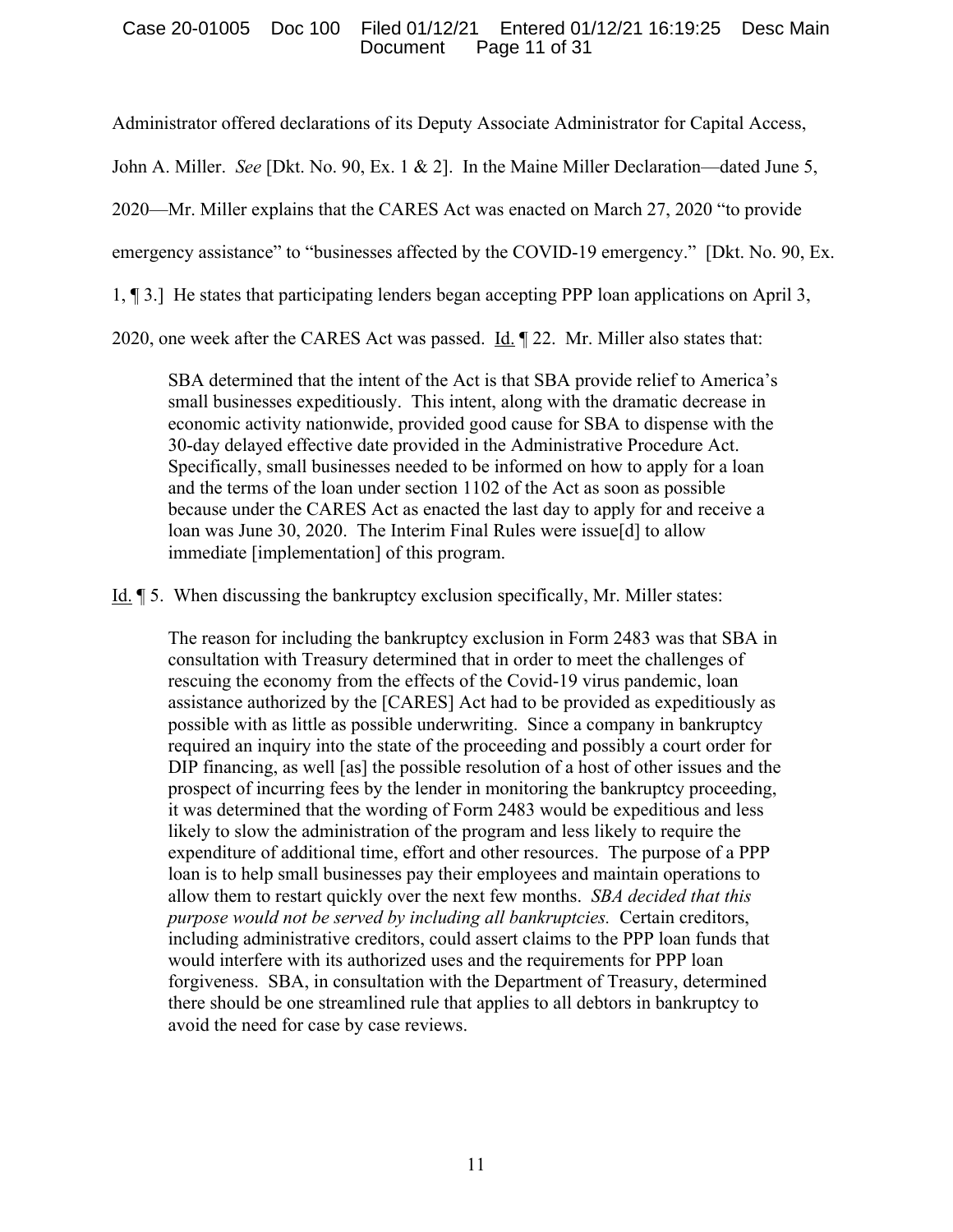Administrator offered declarations of its Deputy Associate Administrator for Capital Access, John A. Miller. *See* [Dkt. No. 90, Ex. 1 & 2]. In the Maine Miller Declaration—dated June 5, 2020—Mr. Miller explains that the CARES Act was enacted on March 27, 2020 "to provide emergency assistance" to "businesses affected by the COVID-19 emergency." [Dkt. No. 90, Ex. 1, ¶ 3.] He states that participating lenders began accepting PPP loan applications on April 3, 2020, one week after the CARES Act was passed. Id. ¶ 22. Mr. Miller also states that:

> SBA determined that the intent of the Act is that SBA provide relief to America's small businesses expeditiously. This intent, along with the dramatic decrease in economic activity nationwide, provided good cause for SBA to dispense with the 30-day delayed effective date provided in the Administrative Procedure Act. Specifically, small businesses needed to be informed on how to apply for a loan and the terms of the loan under section 1102 of the Act as soon as possible because under the CARES Act as enacted the last day to apply for and receive a loan was June 30, 2020. The Interim Final Rules were issue[d] to allow immediate [implementation] of this program.

Id. ¶ 5. When discussing the bankruptcy exclusion specifically, Mr. Miller states:

> The reason for including the bankruptcy exclusion in Form 2483 was that SBA in consultation with Treasury determined that in order to meet the challenges of rescuing the economy from the effects of the Covid-19 virus pandemic, loan assistance authorized by the [CARES] Act had to be provided as expeditiously as possible with as little as possible underwriting. Since a company in bankruptcy required an inquiry into the state of the proceeding and possibly a court order for DIP financing, as well [as] the possible resolution of a host of other issues and the prospect of incurring fees by the lender in monitoring the bankruptcy proceeding, it was determined that the wording of Form 2483 would be expeditious and less likely to slow the administration of the program and less likely to require the expenditure of additional time, effort and other resources. The purpose of a PPP loan is to help small businesses pay their employees and maintain operations to allow them to restart quickly over the next few months. *SBA decided that this purpose would not be served by including all bankruptcies.* Certain creditors, including administrative creditors, could assert claims to the PPP loan funds that would interfere with its authorized uses and the requirements for PPP loan forgiveness. SBA, in consultation with the Department of Treasury, determined there should be one streamlined rule that applies to all debtors in bankruptcy to avoid the need for case by case reviews.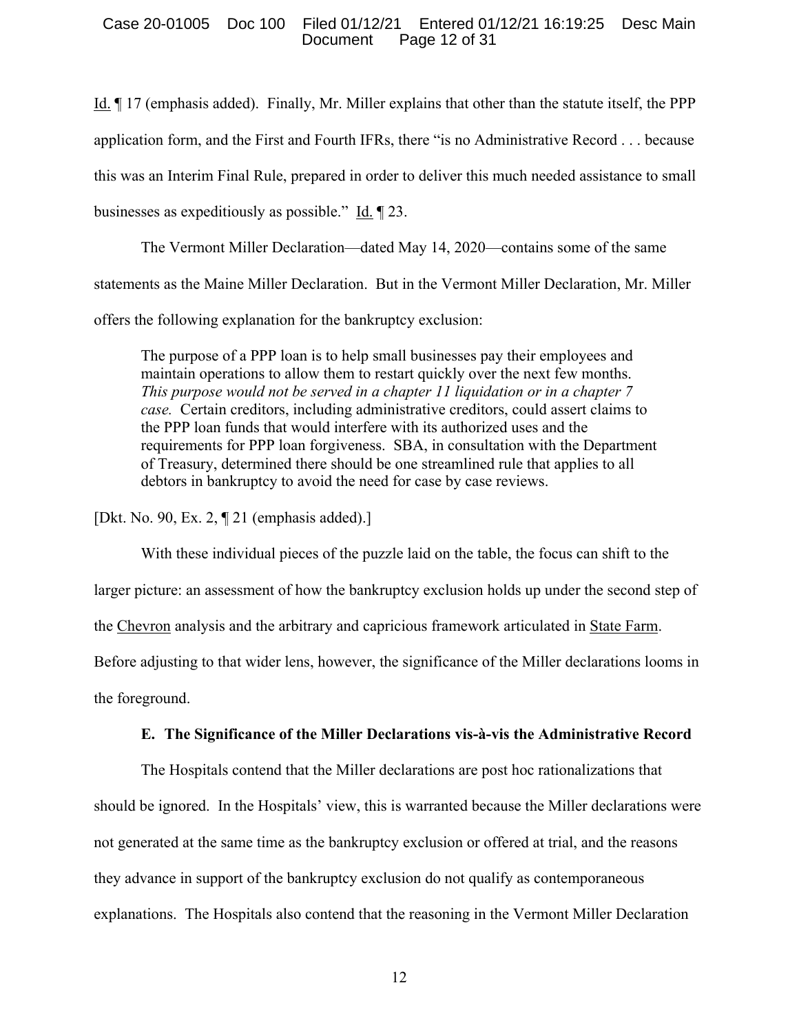Id. ¶ 17 (emphasis added). Finally, Mr. Miller explains that other than the statute itself, the PPP application form, and the First and Fourth IFRs, there "is no Administrative Record . . . because this was an Interim Final Rule, prepared in order to deliver this much needed assistance to small businesses as expeditiously as possible." Id. ¶ 23.

The Vermont Miller Declaration—dated May 14, 2020—contains some of the same statements as the Maine Miller Declaration. But in the Vermont Miller Declaration, Mr. Miller offers the following explanation for the bankruptcy exclusion:

> The purpose of a PPP loan is to help small businesses pay their employees and maintain operations to allow them to restart quickly over the next few months. *This purpose would not be served in a chapter 11 liquidation or in a chapter 7 case.* Certain creditors, including administrative creditors, could assert claims to the PPP loan funds that would interfere with its authorized uses and the requirements for PPP loan forgiveness. SBA, in consultation with the Department of Treasury, determined there should be one streamlined rule that applies to all debtors in bankruptcy to avoid the need for case by case reviews.

[Dkt. No. 90, Ex. 2, ¶ 21 (emphasis added).]

With these individual pieces of the puzzle laid on the table, the focus can shift to the larger picture: an assessment of how the bankruptcy exclusion holds up under the second step of the Chevron analysis and the arbitrary and capricious framework articulated in State Farm. Before adjusting to that wider lens, however, the significance of the Miller declarations looms in the foreground.

### E. The Significance of the Miller Declarations vis-à-vis the Administrative Record

The Hospitals contend that the Miller declarations are post hoc rationalizations that should be ignored. In the Hospitals' view, this is warranted because the Miller declarations were not generated at the same time as the bankruptcy exclusion or offered at trial, and the reasons they advance in support of the bankruptcy exclusion do not qualify as contemporaneous explanations. The Hospitals also contend that the reasoning in the Vermont Miller Declaration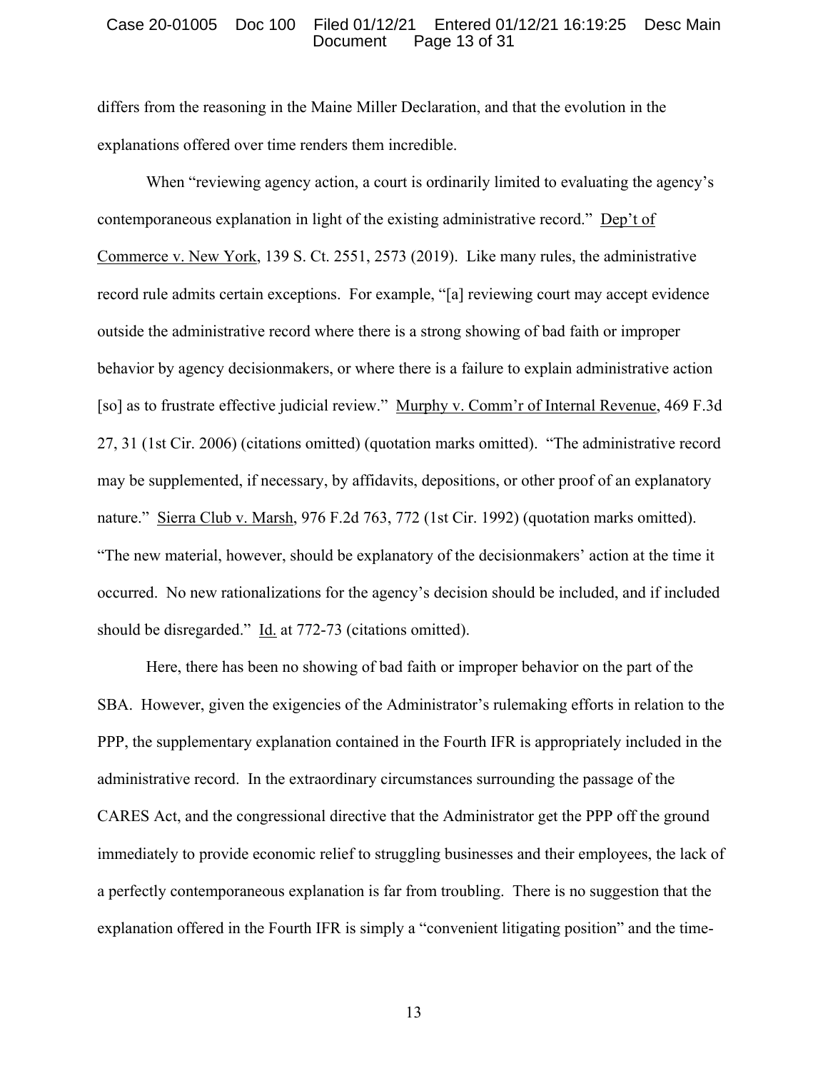differs from the reasoning in the Maine Miller Declaration, and that the evolution in the explanations offered over time renders them incredible.

When "reviewing agency action, a court is ordinarily limited to evaluating the agency's contemporaneous explanation in light of the existing administrative record." Dep't of Commerce v. New York, 139 S. Ct. 2551, 2573 (2019). Like many rules, the administrative record rule admits certain exceptions. For example, "[a] reviewing court may accept evidence outside the administrative record where there is a strong showing of bad faith or improper behavior by agency decisionmakers, or where there is a failure to explain administrative action [so] as to frustrate effective judicial review." Murphy v. Comm'r of Internal Revenue, 469 F.3d 27, 31 (1st Cir. 2006) (citations omitted) (quotation marks omitted). "The administrative record may be supplemented, if necessary, by affidavits, depositions, or other proof of an explanatory nature." Sierra Club v. Marsh, 976 F.2d 763, 772 (1st Cir. 1992) (quotation marks omitted). "The new material, however, should be explanatory of the decisionmakers' action at the time it occurred. No new rationalizations for the agency's decision should be included, and if included should be disregarded." Id. at 772-73 (citations omitted).

Here, there has been no showing of bad faith or improper behavior on the part of the SBA. However, given the exigencies of the Administrator's rulemaking efforts in relation to the PPP, the supplementary explanation contained in the Fourth IFR is appropriately included in the administrative record. In the extraordinary circumstances surrounding the passage of the CARES Act, and the congressional directive that the Administrator get the PPP off the ground immediately to provide economic relief to struggling businesses and their employees, the lack of a perfectly contemporaneous explanation is far from troubling. There is no suggestion that the explanation offered in the Fourth IFR is simply a "convenient litigating position" and the time-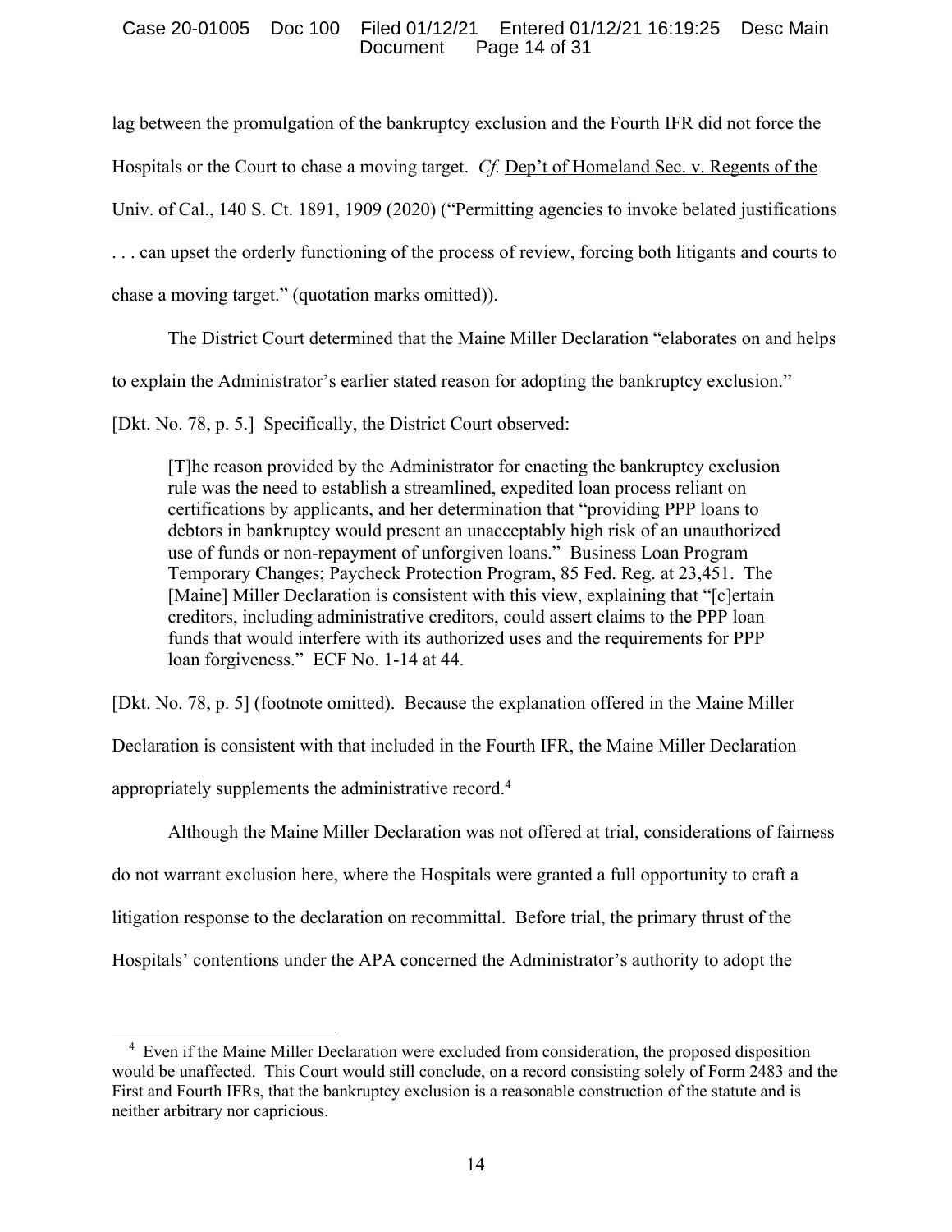lag between the promulgation of the bankruptcy exclusion and the Fourth IFR did not force the Hospitals or the Court to chase a moving target. *Cf.* Dep't of Homeland Sec. v. Regents of the Univ. of Cal., 140 S. Ct. 1891, 1909 (2020) ("Permitting agencies to invoke belated justifications . . . can upset the orderly functioning of the process of review, forcing both litigants and courts to chase a moving target." (quotation marks omitted)).

The District Court determined that the Maine Miller Declaration "elaborates on and helps to explain the Administrator's earlier stated reason for adopting the bankruptcy exclusion." [Dkt. No. 78, p. 5.] Specifically, the District Court observed:

> [T]he reason provided by the Administrator for enacting the bankruptcy exclusion rule was the need to establish a streamlined, expedited loan process reliant on certifications by applicants, and her determination that "providing PPP loans to debtors in bankruptcy would present an unacceptably high risk of an unauthorized use of funds or non-repayment of unforgiven loans." Business Loan Program Temporary Changes; Paycheck Protection Program, 85 Fed. Reg. at 23,451. The [Maine] Miller Declaration is consistent with this view, explaining that "[c]ertain creditors, including administrative creditors, could assert claims to the PPP loan funds that would interfere with its authorized uses and the requirements for PPP loan forgiveness." ECF No. 1-14 at 44.

[Dkt. No. 78, p. 5] (footnote omitted). Because the explanation offered in the Maine Miller Declaration is consistent with that included in the Fourth IFR, the Maine Miller Declaration appropriately supplements the administrative record.[4]

Although the Maine Miller Declaration was not offered at trial, considerations of fairness do not warrant exclusion here, where the Hospitals were granted a full opportunity to craft a litigation response to the declaration on recommittal. Before trial, the primary thrust of the Hospitals' contentions under the APA concerned the Administrator's authority to adopt the

[4] Even if the Maine Miller Declaration were excluded from consideration, the proposed disposition would be unaffected. This Court would still conclude, on a record consisting solely of Form 2483 and the First and Fourth IFRs, that the bankruptcy exclusion is a reasonable construction of the statute and is neither arbitrary nor capricious.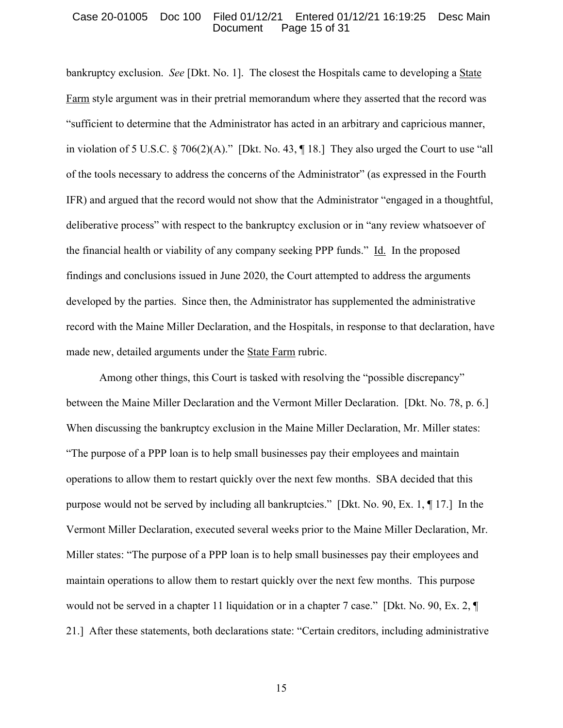bankruptcy exclusion. *See* [Dkt. No. 1]. The closest the Hospitals came to developing a State Farm style argument was in their pretrial memorandum where they asserted that the record was "sufficient to determine that the Administrator has acted in an arbitrary and capricious manner, in violation of 5 U.S.C. § 706(2)(A)." [Dkt. No. 43, ¶ 18.] They also urged the Court to use "all of the tools necessary to address the concerns of the Administrator" (as expressed in the Fourth IFR) and argued that the record would not show that the Administrator "engaged in a thoughtful, deliberative process" with respect to the bankruptcy exclusion or in "any review whatsoever of the financial health or viability of any company seeking PPP funds." Id. In the proposed findings and conclusions issued in June 2020, the Court attempted to address the arguments developed by the parties. Since then, the Administrator has supplemented the administrative record with the Maine Miller Declaration, and the Hospitals, in response to that declaration, have made new, detailed arguments under the State Farm rubric.

Among other things, this Court is tasked with resolving the "possible discrepancy" between the Maine Miller Declaration and the Vermont Miller Declaration. [Dkt. No. 78, p. 6.] When discussing the bankruptcy exclusion in the Maine Miller Declaration, Mr. Miller states: "The purpose of a PPP loan is to help small businesses pay their employees and maintain operations to allow them to restart quickly over the next few months. SBA decided that this purpose would not be served by including all bankruptcies." [Dkt. No. 90, Ex. 1, ¶ 17.] In the Vermont Miller Declaration, executed several weeks prior to the Maine Miller Declaration, Mr. Miller states: "The purpose of a PPP loan is to help small businesses pay their employees and maintain operations to allow them to restart quickly over the next few months. This purpose would not be served in a chapter 11 liquidation or in a chapter 7 case." [Dkt. No. 90, Ex. 2, ¶ 21.] After these statements, both declarations state: "Certain creditors, including administrative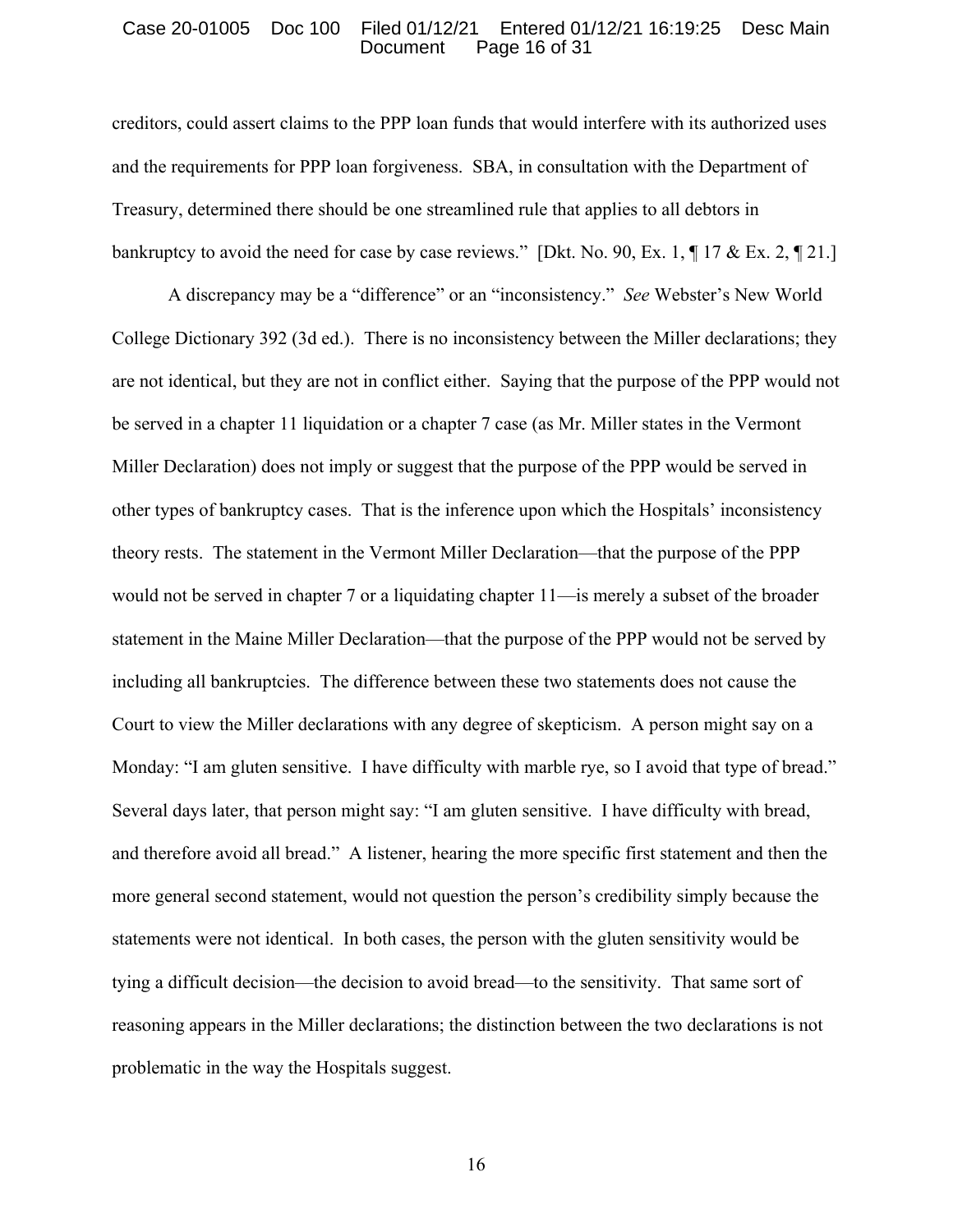creditors, could assert claims to the PPP loan funds that would interfere with its authorized uses and the requirements for PPP loan forgiveness. SBA, in consultation with the Department of Treasury, determined there should be one streamlined rule that applies to all debtors in bankruptcy to avoid the need for case by case reviews." [Dkt. No. 90, Ex. 1, ¶ 17 & Ex. 2, ¶ 21.]

A discrepancy may be a "difference" or an "inconsistency." *See* Webster's New World College Dictionary 392 (3d ed.). There is no inconsistency between the Miller declarations; they are not identical, but they are not in conflict either. Saying that the purpose of the PPP would not be served in a chapter 11 liquidation or a chapter 7 case (as Mr. Miller states in the Vermont Miller Declaration) does not imply or suggest that the purpose of the PPP would be served in other types of bankruptcy cases. That is the inference upon which the Hospitals' inconsistency theory rests. The statement in the Vermont Miller Declaration—that the purpose of the PPP would not be served in chapter 7 or a liquidating chapter 11—is merely a subset of the broader statement in the Maine Miller Declaration—that the purpose of the PPP would not be served by including all bankruptcies. The difference between these two statements does not cause the Court to view the Miller declarations with any degree of skepticism. A person might say on a Monday: "I am gluten sensitive. I have difficulty with marble rye, so I avoid that type of bread." Several days later, that person might say: "I am gluten sensitive. I have difficulty with bread, and therefore avoid all bread." A listener, hearing the more specific first statement and then the more general second statement, would not question the person's credibility simply because the statements were not identical. In both cases, the person with the gluten sensitivity would be tying a difficult decision—the decision to avoid bread—to the sensitivity. That same sort of reasoning appears in the Miller declarations; the distinction between the two declarations is not problematic in the way the Hospitals suggest.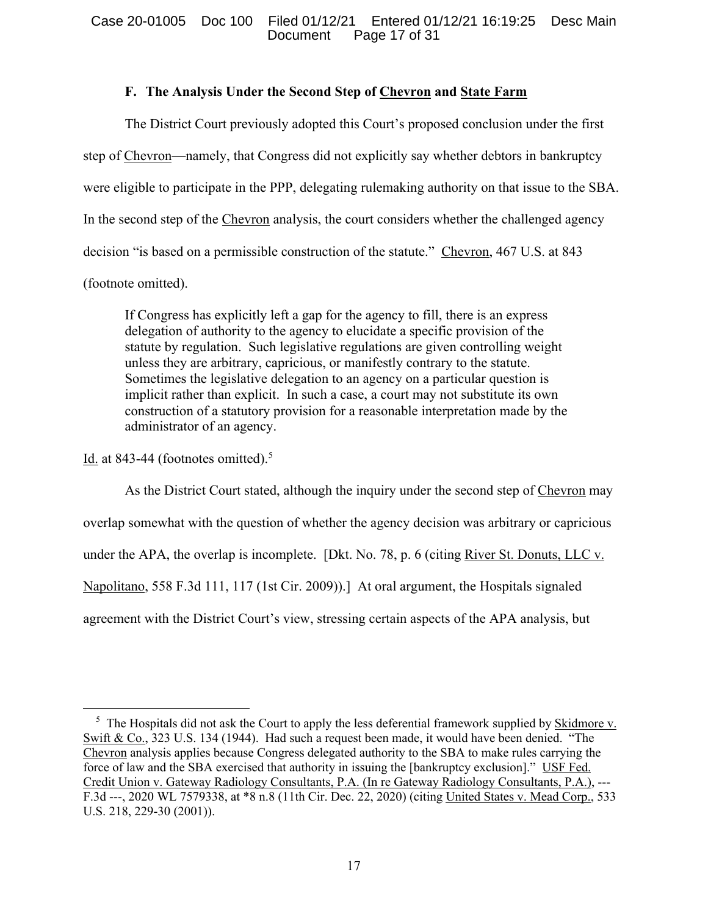### F. The Analysis Under the Second Step of Chevron and State Farm

The District Court previously adopted this Court's proposed conclusion under the first step of Chevron—namely, that Congress did not explicitly say whether debtors in bankruptcy were eligible to participate in the PPP, delegating rulemaking authority on that issue to the SBA. In the second step of the Chevron analysis, the court considers whether the challenged agency decision "is based on a permissible construction of the statute." Chevron, 467 U.S. at 843 (footnote omitted).

> If Congress has explicitly left a gap for the agency to fill, there is an express delegation of authority to the agency to elucidate a specific provision of the statute by regulation. Such legislative regulations are given controlling weight unless they are arbitrary, capricious, or manifestly contrary to the statute. Sometimes the legislative delegation to an agency on a particular question is implicit rather than explicit. In such a case, a court may not substitute its own construction of a statutory provision for a reasonable interpretation made by the administrator of an agency.

Id. at 843-44 (footnotes omitted).[5]

As the District Court stated, although the inquiry under the second step of Chevron may overlap somewhat with the question of whether the agency decision was arbitrary or capricious under the APA, the overlap is incomplete. [Dkt. No. 78, p. 6 (citing River St. Donuts, LLC v. Napolitano, 558 F.3d 111, 117 (1st Cir. 2009)).] At oral argument, the Hospitals signaled agreement with the District Court's view, stressing certain aspects of the APA analysis, but

---

[5] The Hospitals did not ask the Court to apply the less deferential framework supplied by Skidmore v. Swift & Co., 323 U.S. 134 (1944). Had such a request been made, it would have been denied. "The Chevron analysis applies because Congress delegated authority to the SBA to make rules carrying the force of law and the SBA exercised that authority in issuing the [bankruptcy exclusion]." USF Fed. Credit Union v. Gateway Radiology Consultants, P.A. (In re Gateway Radiology Consultants, P.A.), --- F.3d ---, 2020 WL 7579338, at *8 n.8 (11th Cir. Dec. 22, 2020) (citing United States v. Mead Corp., 533 U.S. 218, 229-30 (2001)).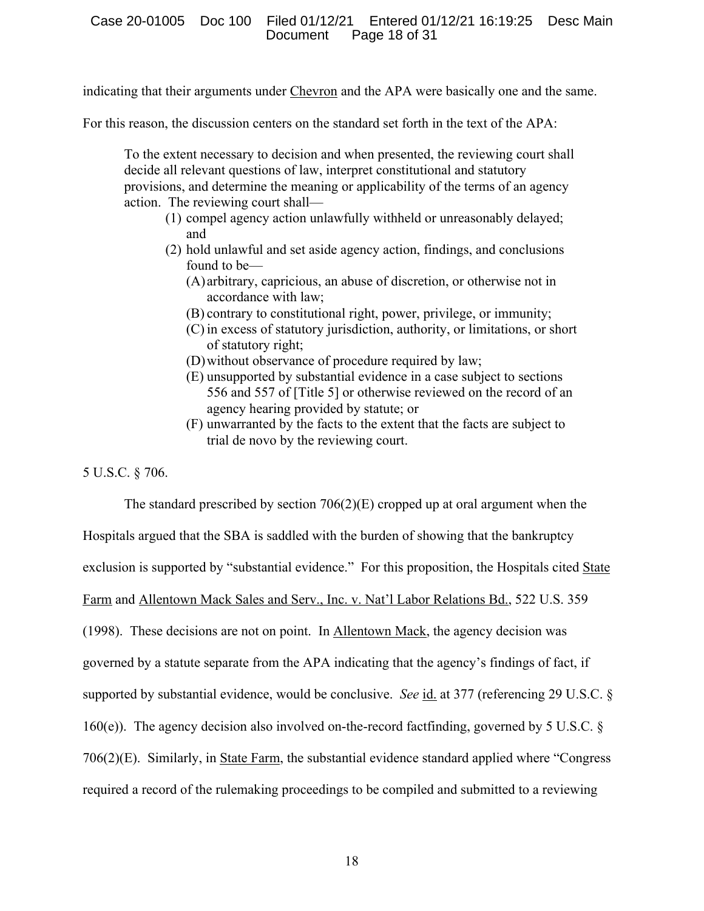indicating that their arguments under Chevron and the APA were basically one and the same.

For this reason, the discussion centers on the standard set forth in the text of the APA:

> To the extent necessary to decision and when presented, the reviewing court shall decide all relevant questions of law, interpret constitutional and statutory provisions, and determine the meaning or applicability of the terms of an agency action. The reviewing court shall—
>
> (1) compel agency action unlawfully withheld or unreasonably delayed; and
>
> (2) hold unlawful and set aside agency action, findings, and conclusions found to be—
>
> (A) arbitrary, capricious, an abuse of discretion, or otherwise not in accordance with law;
>
> (B) contrary to constitutional right, power, privilege, or immunity;
>
> (C) in excess of statutory jurisdiction, authority, or limitations, or short of statutory right;
>
> (D) without observance of procedure required by law;
>
> (E) unsupported by substantial evidence in a case subject to sections 556 and 557 of [Title 5] or otherwise reviewed on the record of an agency hearing provided by statute; or
>
> (F) unwarranted by the facts to the extent that the facts are subject to trial de novo by the reviewing court.

5 U.S.C. § 706.

The standard prescribed by section 706(2)(E) cropped up at oral argument when the Hospitals argued that the SBA is saddled with the burden of showing that the bankruptcy exclusion is supported by "substantial evidence." For this proposition, the Hospitals cited State Farm and Allentown Mack Sales and Serv., Inc. v. Nat'l Labor Relations Bd., 522 U.S. 359 (1998). These decisions are not on point. In Allentown Mack, the agency decision was governed by a statute separate from the APA indicating that the agency's findings of fact, if supported by substantial evidence, would be conclusive. *See* id. at 377 (referencing 29 U.S.C. § 160(e)). The agency decision also involved on-the-record factfinding, governed by 5 U.S.C. § 706(2)(E). Similarly, in State Farm, the substantial evidence standard applied where "Congress required a record of the rulemaking proceedings to be compiled and submitted to a reviewing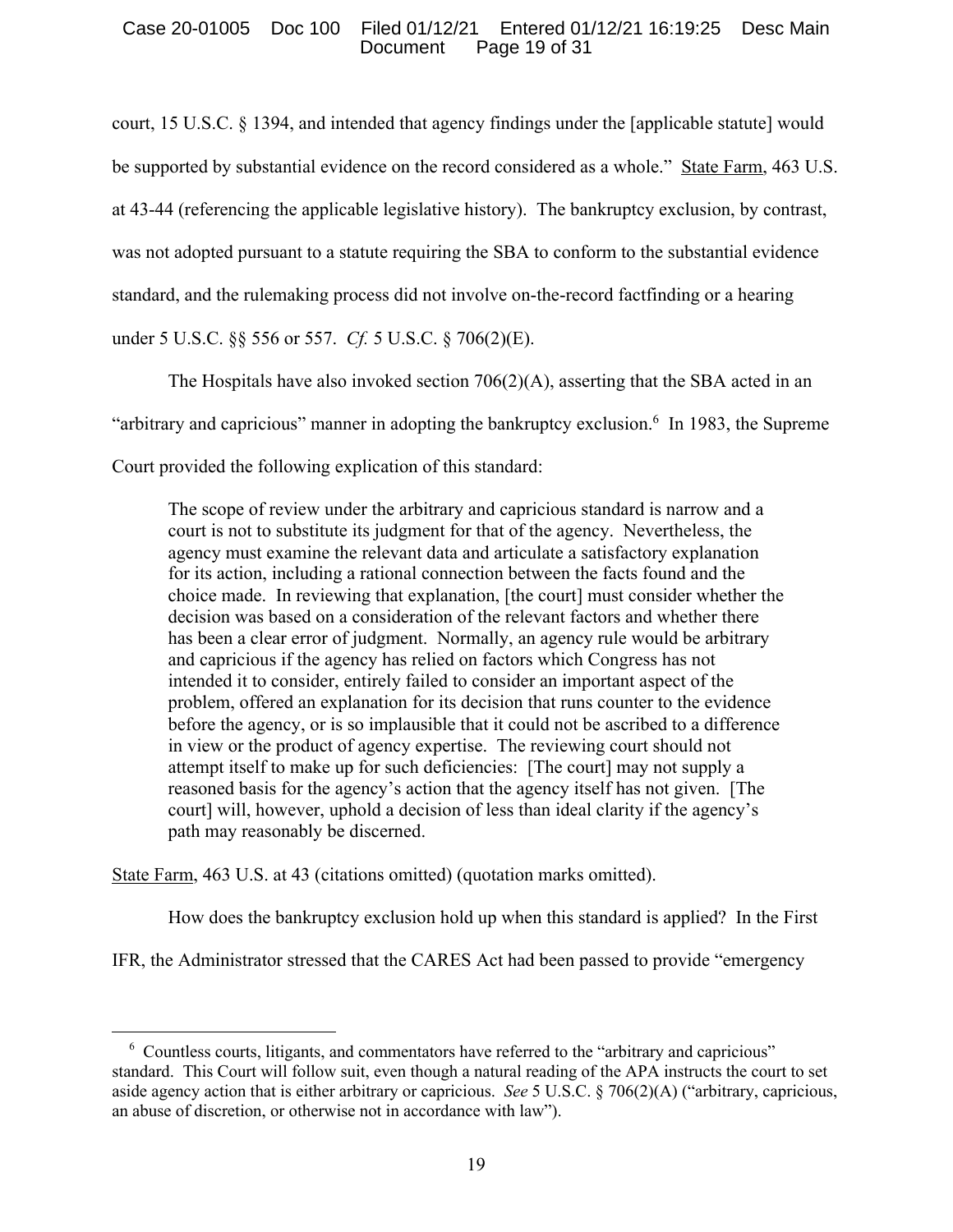court, 15 U.S.C. § 1394, and intended that agency findings under the [applicable statute] would be supported by substantial evidence on the record considered as a whole." State Farm, 463 U.S. at 43-44 (referencing the applicable legislative history). The bankruptcy exclusion, by contrast, was not adopted pursuant to a statute requiring the SBA to conform to the substantial evidence standard, and the rulemaking process did not involve on-the-record factfinding or a hearing under 5 U.S.C. §§ 556 or 557. *Cf.* 5 U.S.C. § 706(2)(E).

The Hospitals have also invoked section 706(2)(A), asserting that the SBA acted in an "arbitrary and capricious" manner in adopting the bankruptcy exclusion.[6] In 1983, the Supreme Court provided the following explication of this standard:

> The scope of review under the arbitrary and capricious standard is narrow and a court is not to substitute its judgment for that of the agency. Nevertheless, the agency must examine the relevant data and articulate a satisfactory explanation for its action, including a rational connection between the facts found and the choice made. In reviewing that explanation, [the court] must consider whether the decision was based on a consideration of the relevant factors and whether there has been a clear error of judgment. Normally, an agency rule would be arbitrary and capricious if the agency has relied on factors which Congress has not intended it to consider, entirely failed to consider an important aspect of the problem, offered an explanation for its decision that runs counter to the evidence before the agency, or is so implausible that it could not be ascribed to a difference in view or the product of agency expertise. The reviewing court should not attempt itself to make up for such deficiencies: [The court] may not supply a reasoned basis for the agency's action that the agency itself has not given. [The court] will, however, uphold a decision of less than ideal clarity if the agency's path may reasonably be discerned.

State Farm, 463 U.S. at 43 (citations omitted) (quotation marks omitted).

How does the bankruptcy exclusion hold up when this standard is applied? In the First IFR, the Administrator stressed that the CARES Act had been passed to provide "emergency

---

[6] Countless courts, litigants, and commentators have referred to the "arbitrary and capricious" standard. This Court will follow suit, even though a natural reading of the APA instructs the court to set aside agency action that is either arbitrary or capricious. *See* 5 U.S.C. § 706(2)(A) ("arbitrary, capricious, an abuse of discretion, or otherwise not in accordance with law").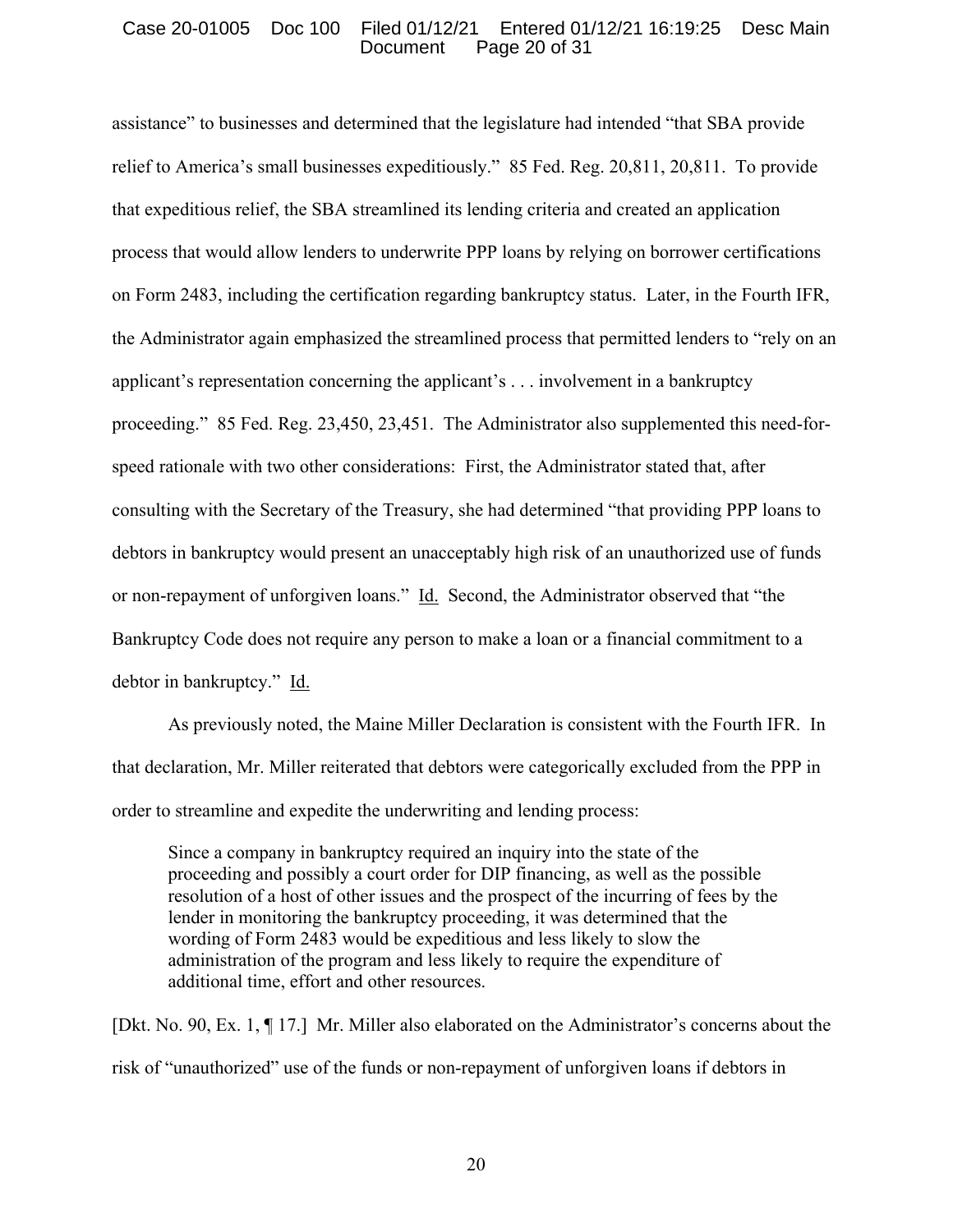assistance" to businesses and determined that the legislature had intended "that SBA provide relief to America's small businesses expeditiously." 85 Fed. Reg. 20,811, 20,811. To provide that expeditious relief, the SBA streamlined its lending criteria and created an application process that would allow lenders to underwrite PPP loans by relying on borrower certifications on Form 2483, including the certification regarding bankruptcy status. Later, in the Fourth IFR, the Administrator again emphasized the streamlined process that permitted lenders to "rely on an applicant's representation concerning the applicant's . . . involvement in a bankruptcy proceeding." 85 Fed. Reg. 23,450, 23,451. The Administrator also supplemented this need-for-speed rationale with two other considerations: First, the Administrator stated that, after consulting with the Secretary of the Treasury, she had determined "that providing PPP loans to debtors in bankruptcy would present an unacceptably high risk of an unauthorized use of funds or non-repayment of unforgiven loans." Id. Second, the Administrator observed that "the Bankruptcy Code does not require any person to make a loan or a financial commitment to a debtor in bankruptcy." Id.

As previously noted, the Maine Miller Declaration is consistent with the Fourth IFR. In that declaration, Mr. Miller reiterated that debtors were categorically excluded from the PPP in order to streamline and expedite the underwriting and lending process:

> Since a company in bankruptcy required an inquiry into the state of the proceeding and possibly a court order for DIP financing, as well as the possible resolution of a host of other issues and the prospect of the incurring of fees by the lender in monitoring the bankruptcy proceeding, it was determined that the wording of Form 2483 would be expeditious and less likely to slow the administration of the program and less likely to require the expenditure of additional time, effort and other resources.

[Dkt. No. 90, Ex. 1, ¶ 17.] Mr. Miller also elaborated on the Administrator's concerns about the risk of "unauthorized" use of the funds or non-repayment of unforgiven loans if debtors in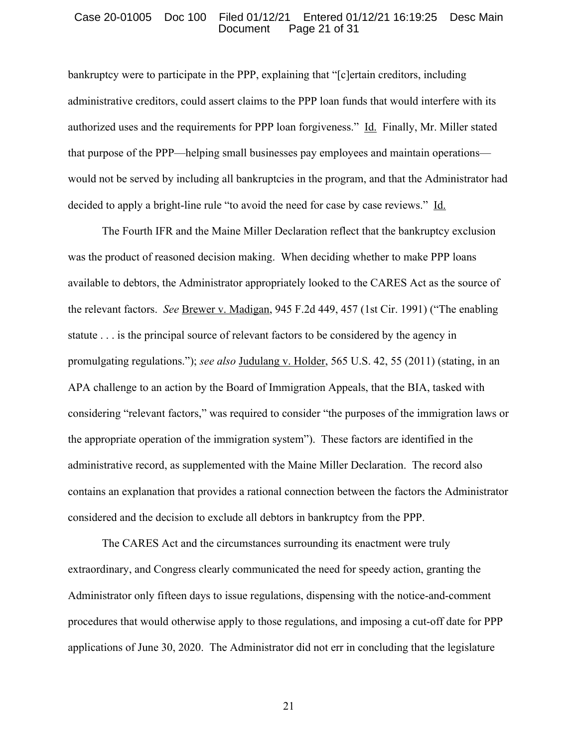bankruptcy were to participate in the PPP, explaining that "[c]ertain creditors, including administrative creditors, could assert claims to the PPP loan funds that would interfere with its authorized uses and the requirements for PPP loan forgiveness." Id. Finally, Mr. Miller stated that purpose of the PPP—helping small businesses pay employees and maintain operations—would not be served by including all bankruptcies in the program, and that the Administrator had decided to apply a bright-line rule "to avoid the need for case by case reviews." Id.

The Fourth IFR and the Maine Miller Declaration reflect that the bankruptcy exclusion was the product of reasoned decision making. When deciding whether to make PPP loans available to debtors, the Administrator appropriately looked to the CARES Act as the source of the relevant factors. *See* Brewer v. Madigan, 945 F.2d 449, 457 (1st Cir. 1991) ("The enabling statute . . . is the principal source of relevant factors to be considered by the agency in promulgating regulations."); *see also* Judulang v. Holder, 565 U.S. 42, 55 (2011) (stating, in an APA challenge to an action by the Board of Immigration Appeals, that the BIA, tasked with considering "relevant factors," was required to consider "the purposes of the immigration laws or the appropriate operation of the immigration system"). These factors are identified in the administrative record, as supplemented with the Maine Miller Declaration. The record also contains an explanation that provides a rational connection between the factors the Administrator considered and the decision to exclude all debtors in bankruptcy from the PPP.

The CARES Act and the circumstances surrounding its enactment were truly extraordinary, and Congress clearly communicated the need for speedy action, granting the Administrator only fifteen days to issue regulations, dispensing with the notice-and-comment procedures that would otherwise apply to those regulations, and imposing a cut-off date for PPP applications of June 30, 2020. The Administrator did not err in concluding that the legislature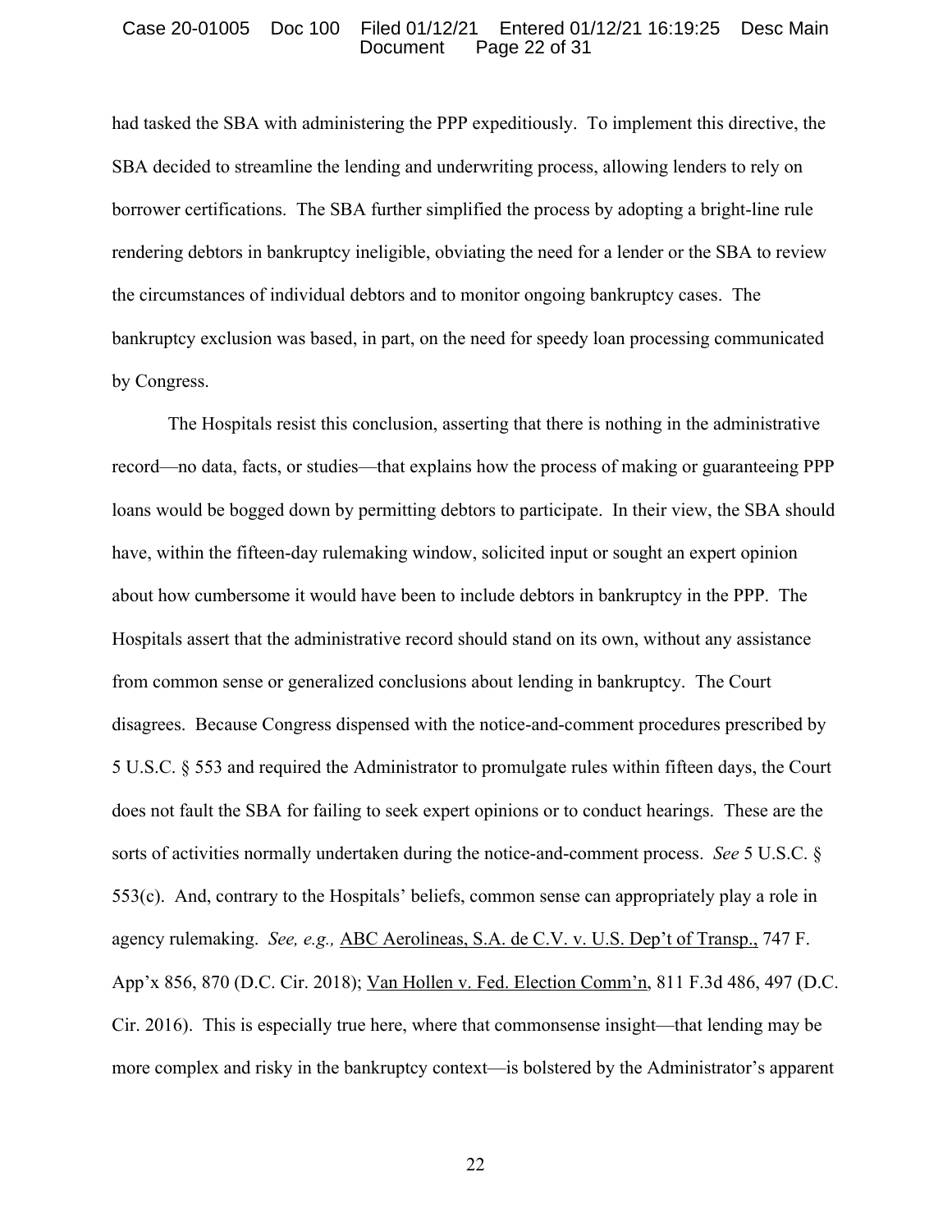had tasked the SBA with administering the PPP expeditiously. To implement this directive, the SBA decided to streamline the lending and underwriting process, allowing lenders to rely on borrower certifications. The SBA further simplified the process by adopting a bright-line rule rendering debtors in bankruptcy ineligible, obviating the need for a lender or the SBA to review the circumstances of individual debtors and to monitor ongoing bankruptcy cases. The bankruptcy exclusion was based, in part, on the need for speedy loan processing communicated by Congress.

The Hospitals resist this conclusion, asserting that there is nothing in the administrative record—no data, facts, or studies—that explains how the process of making or guaranteeing PPP loans would be bogged down by permitting debtors to participate. In their view, the SBA should have, within the fifteen-day rulemaking window, solicited input or sought an expert opinion about how cumbersome it would have been to include debtors in bankruptcy in the PPP. The Hospitals assert that the administrative record should stand on its own, without any assistance from common sense or generalized conclusions about lending in bankruptcy. The Court disagrees. Because Congress dispensed with the notice-and-comment procedures prescribed by 5 U.S.C. § 553 and required the Administrator to promulgate rules within fifteen days, the Court does not fault the SBA for failing to seek expert opinions or to conduct hearings. These are the sorts of activities normally undertaken during the notice-and-comment process. *See* 5 U.S.C. § 553(c). And, contrary to the Hospitals' beliefs, common sense can appropriately play a role in agency rulemaking. *See, e.g.,* ABC Aerolineas, S.A. de C.V. v. U.S. Dep't of Transp., 747 F. App'x 856, 870 (D.C. Cir. 2018); Van Hollen v. Fed. Election Comm'n, 811 F.3d 486, 497 (D.C. Cir. 2016). This is especially true here, where that commonsense insight—that lending may be more complex and risky in the bankruptcy context—is bolstered by the Administrator's apparent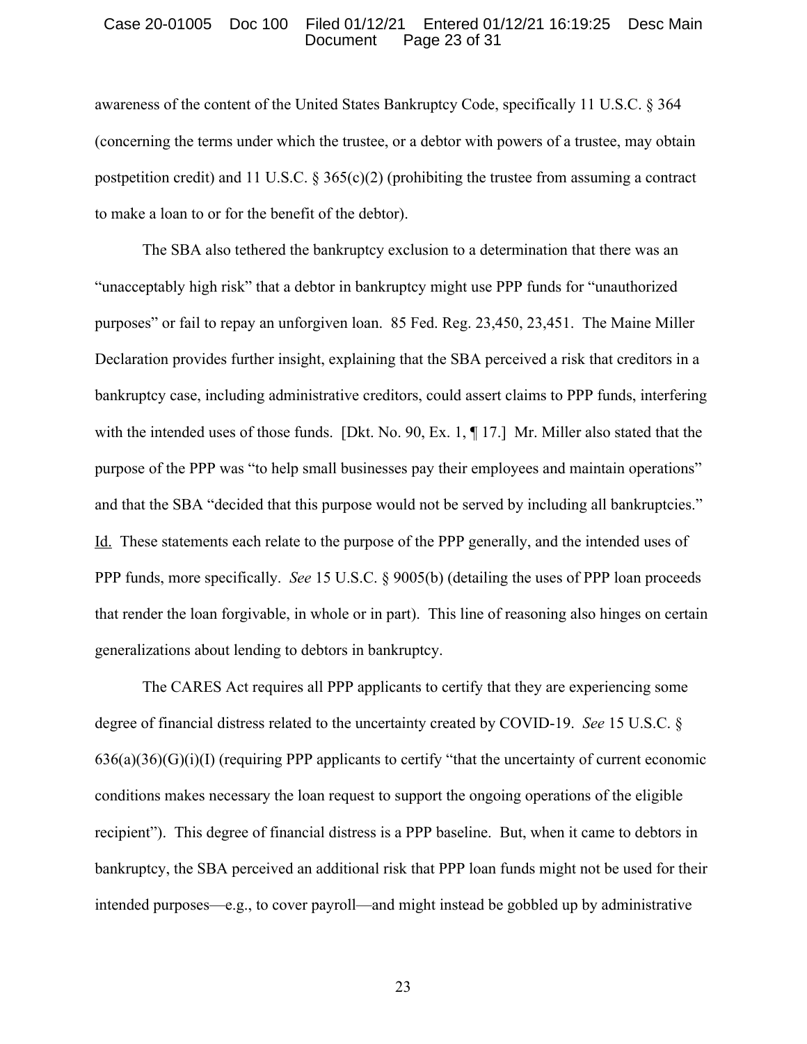awareness of the content of the United States Bankruptcy Code, specifically 11 U.S.C. § 364 (concerning the terms under which the trustee, or a debtor with powers of a trustee, may obtain postpetition credit) and 11 U.S.C. § 365(c)(2) (prohibiting the trustee from assuming a contract to make a loan to or for the benefit of the debtor).

The SBA also tethered the bankruptcy exclusion to a determination that there was an "unacceptably high risk" that a debtor in bankruptcy might use PPP funds for "unauthorized purposes" or fail to repay an unforgiven loan. 85 Fed. Reg. 23,450, 23,451. The Maine Miller Declaration provides further insight, explaining that the SBA perceived a risk that creditors in a bankruptcy case, including administrative creditors, could assert claims to PPP funds, interfering with the intended uses of those funds. [Dkt. No. 90, Ex. 1, ¶ 17.] Mr. Miller also stated that the purpose of the PPP was "to help small businesses pay their employees and maintain operations" and that the SBA "decided that this purpose would not be served by including all bankruptcies." Id. These statements each relate to the purpose of the PPP generally, and the intended uses of PPP funds, more specifically. *See* 15 U.S.C. § 9005(b) (detailing the uses of PPP loan proceeds that render the loan forgivable, in whole or in part). This line of reasoning also hinges on certain generalizations about lending to debtors in bankruptcy.

The CARES Act requires all PPP applicants to certify that they are experiencing some degree of financial distress related to the uncertainty created by COVID-19. *See* 15 U.S.C. § 636(a)(36)(G)(i)(I) (requiring PPP applicants to certify "that the uncertainty of current economic conditions makes necessary the loan request to support the ongoing operations of the eligible recipient"). This degree of financial distress is a PPP baseline. But, when it came to debtors in bankruptcy, the SBA perceived an additional risk that PPP loan funds might not be used for their intended purposes—e.g., to cover payroll—and might instead be gobbled up by administrative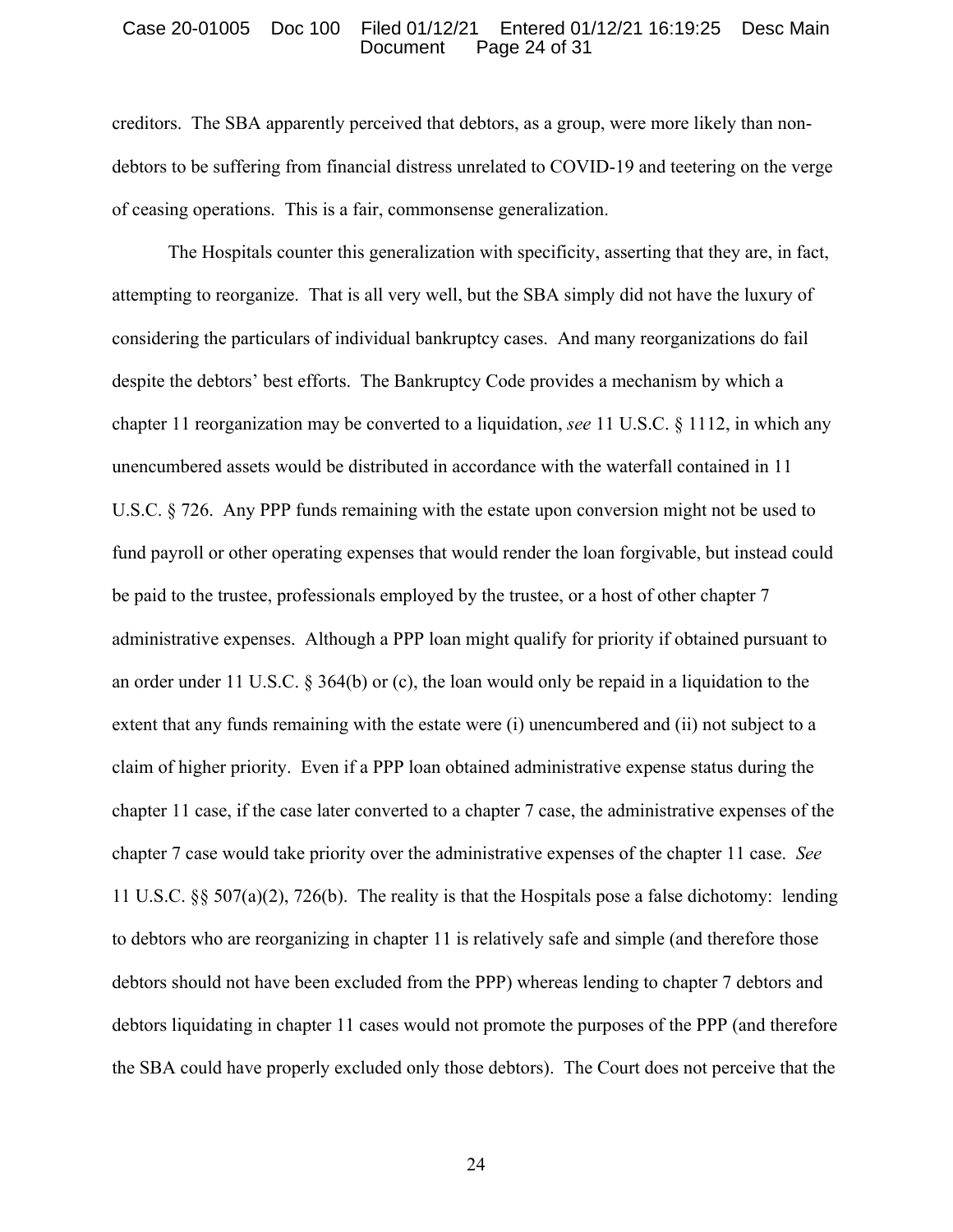creditors. The SBA apparently perceived that debtors, as a group, were more likely than non-debtors to be suffering from financial distress unrelated to COVID-19 and teetering on the verge of ceasing operations. This is a fair, commonsense generalization.

The Hospitals counter this generalization with specificity, asserting that they are, in fact, attempting to reorganize. That is all very well, but the SBA simply did not have the luxury of considering the particulars of individual bankruptcy cases. And many reorganizations do fail despite the debtors' best efforts. The Bankruptcy Code provides a mechanism by which a chapter 11 reorganization may be converted to a liquidation, *see* 11 U.S.C. § 1112, in which any unencumbered assets would be distributed in accordance with the waterfall contained in 11 U.S.C. § 726. Any PPP funds remaining with the estate upon conversion might not be used to fund payroll or other operating expenses that would render the loan forgivable, but instead could be paid to the trustee, professionals employed by the trustee, or a host of other chapter 7 administrative expenses. Although a PPP loan might qualify for priority if obtained pursuant to an order under 11 U.S.C. § 364(b) or (c), the loan would only be repaid in a liquidation to the extent that any funds remaining with the estate were (i) unencumbered and (ii) not subject to a claim of higher priority. Even if a PPP loan obtained administrative expense status during the chapter 11 case, if the case later converted to a chapter 7 case, the administrative expenses of the chapter 7 case would take priority over the administrative expenses of the chapter 11 case. *See* 11 U.S.C. §§ 507(a)(2), 726(b). The reality is that the Hospitals pose a false dichotomy: lending to debtors who are reorganizing in chapter 11 is relatively safe and simple (and therefore those debtors should not have been excluded from the PPP) whereas lending to chapter 7 debtors and debtors liquidating in chapter 11 cases would not promote the purposes of the PPP (and therefore the SBA could have properly excluded only those debtors). The Court does not perceive that the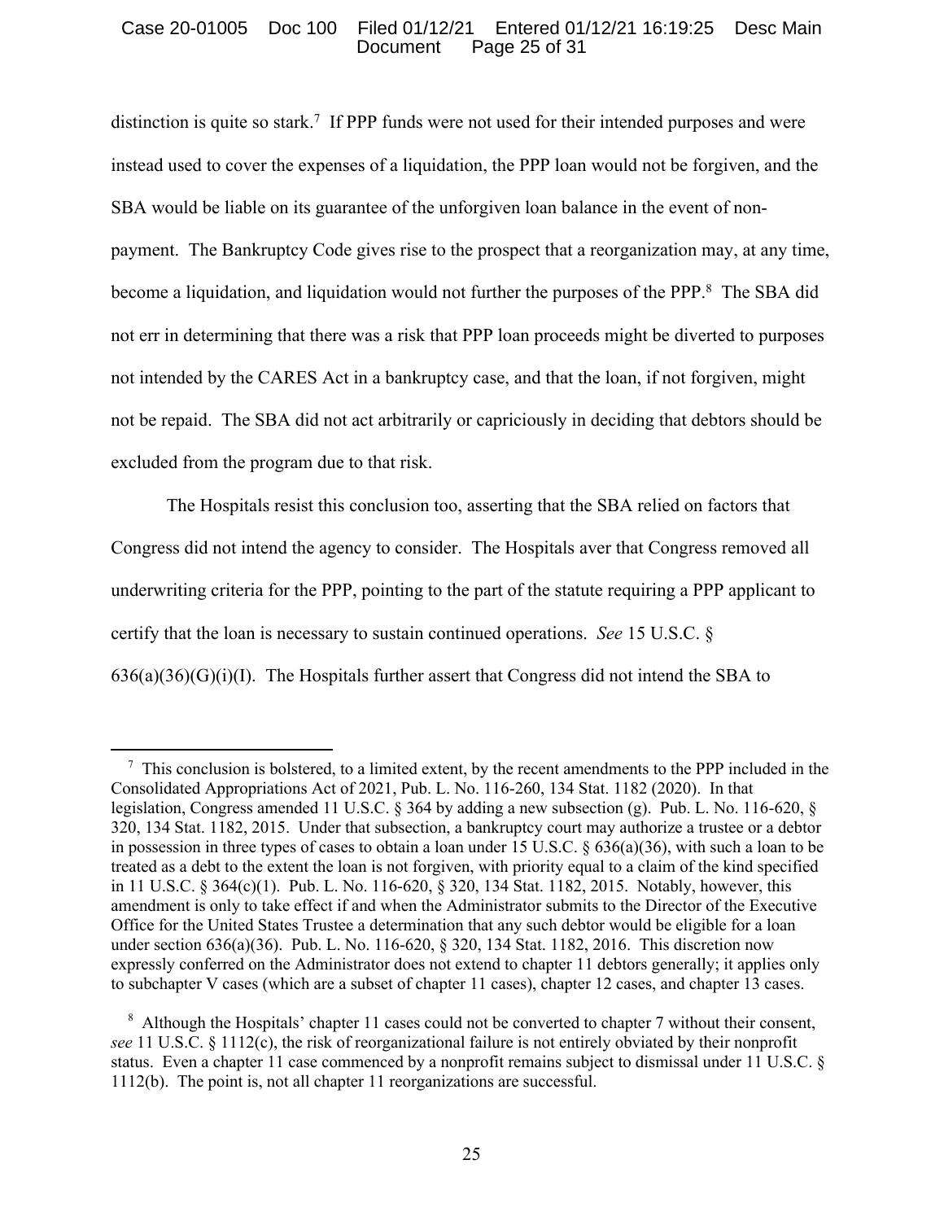distinction is quite so stark.[7] If PPP funds were not used for their intended purposes and were instead used to cover the expenses of a liquidation, the PPP loan would not be forgiven, and the SBA would be liable on its guarantee of the unforgiven loan balance in the event of non-payment. The Bankruptcy Code gives rise to the prospect that a reorganization may, at any time, become a liquidation, and liquidation would not further the purposes of the PPP.[8] The SBA did not err in determining that there was a risk that PPP loan proceeds might be diverted to purposes not intended by the CARES Act in a bankruptcy case, and that the loan, if not forgiven, might not be repaid. The SBA did not act arbitrarily or capriciously in deciding that debtors should be excluded from the program due to that risk.

The Hospitals resist this conclusion too, asserting that the SBA relied on factors that Congress did not intend the agency to consider. The Hospitals aver that Congress removed all underwriting criteria for the PPP, pointing to the part of the statute requiring a PPP applicant to certify that the loan is necessary to sustain continued operations. *See* 15 U.S.C. § 636(a)(36)(G)(i)(I). The Hospitals further assert that Congress did not intend the SBA to

---

[7] This conclusion is bolstered, to a limited extent, by the recent amendments to the PPP included in the Consolidated Appropriations Act of 2021, Pub. L. No. 116-260, 134 Stat. 1182 (2020). In that legislation, Congress amended 11 U.S.C. § 364 by adding a new subsection (g). Pub. L. No. 116-620, § 320, 134 Stat. 1182, 2015. Under that subsection, a bankruptcy court may authorize a trustee or a debtor in possession in three types of cases to obtain a loan under 15 U.S.C. § 636(a)(36), with such a loan to be treated as a debt to the extent the loan is not forgiven, with priority equal to a claim of the kind specified in 11 U.S.C. § 364(c)(1). Pub. L. No. 116-620, § 320, 134 Stat. 1182, 2015. Notably, however, this amendment is only to take effect if and when the Administrator submits to the Director of the Executive Office for the United States Trustee a determination that any such debtor would be eligible for a loan under section 636(a)(36). Pub. L. No. 116-620, § 320, 134 Stat. 1182, 2016. This discretion now expressly conferred on the Administrator does not extend to chapter 11 debtors generally; it applies only to subchapter V cases (which are a subset of chapter 11 cases), chapter 12 cases, and chapter 13 cases.

[8] Although the Hospitals' chapter 11 cases could not be converted to chapter 7 without their consent, *see* 11 U.S.C. § 1112(c), the risk of reorganizational failure is not entirely obviated by their nonprofit status. Even a chapter 11 case commenced by a nonprofit remains subject to dismissal under 11 U.S.C. § 1112(b). The point is, not all chapter 11 reorganizations are successful.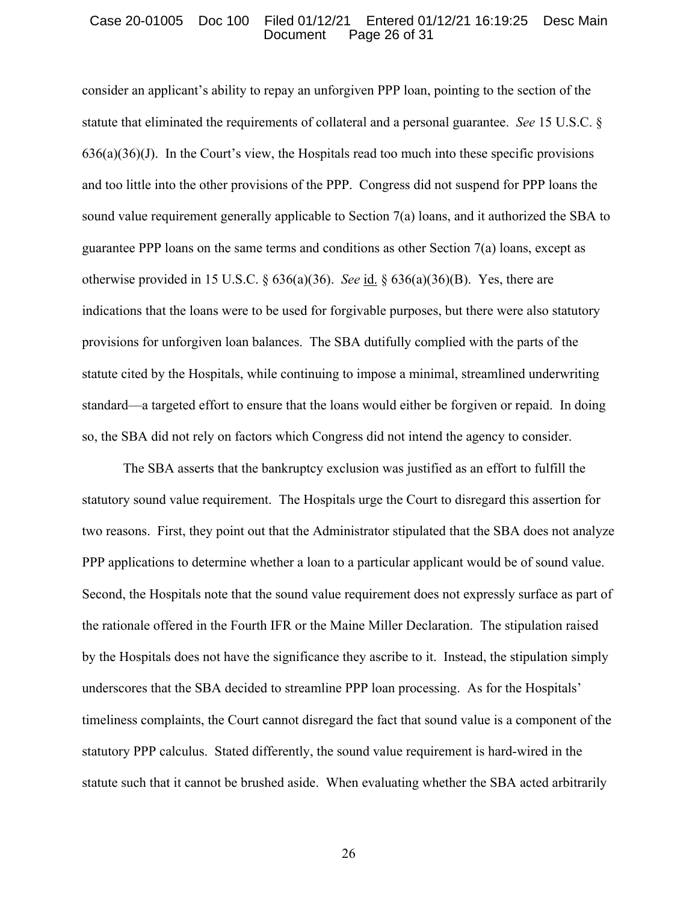consider an applicant's ability to repay an unforgiven PPP loan, pointing to the section of the statute that eliminated the requirements of collateral and a personal guarantee. *See* 15 U.S.C. § 636(a)(36)(J). In the Court's view, the Hospitals read too much into these specific provisions and too little into the other provisions of the PPP. Congress did not suspend for PPP loans the sound value requirement generally applicable to Section 7(a) loans, and it authorized the SBA to guarantee PPP loans on the same terms and conditions as other Section 7(a) loans, except as otherwise provided in 15 U.S.C. § 636(a)(36). *See* id. § 636(a)(36)(B). Yes, there are indications that the loans were to be used for forgivable purposes, but there were also statutory provisions for unforgiven loan balances. The SBA dutifully complied with the parts of the statute cited by the Hospitals, while continuing to impose a minimal, streamlined underwriting standard—a targeted effort to ensure that the loans would either be forgiven or repaid. In doing so, the SBA did not rely on factors which Congress did not intend the agency to consider.

The SBA asserts that the bankruptcy exclusion was justified as an effort to fulfill the statutory sound value requirement. The Hospitals urge the Court to disregard this assertion for two reasons. First, they point out that the Administrator stipulated that the SBA does not analyze PPP applications to determine whether a loan to a particular applicant would be of sound value. Second, the Hospitals note that the sound value requirement does not expressly surface as part of the rationale offered in the Fourth IFR or the Maine Miller Declaration. The stipulation raised by the Hospitals does not have the significance they ascribe to it. Instead, the stipulation simply underscores that the SBA decided to streamline PPP loan processing. As for the Hospitals' timeliness complaints, the Court cannot disregard the fact that sound value is a component of the statutory PPP calculus. Stated differently, the sound value requirement is hard-wired in the statute such that it cannot be brushed aside. When evaluating whether the SBA acted arbitrarily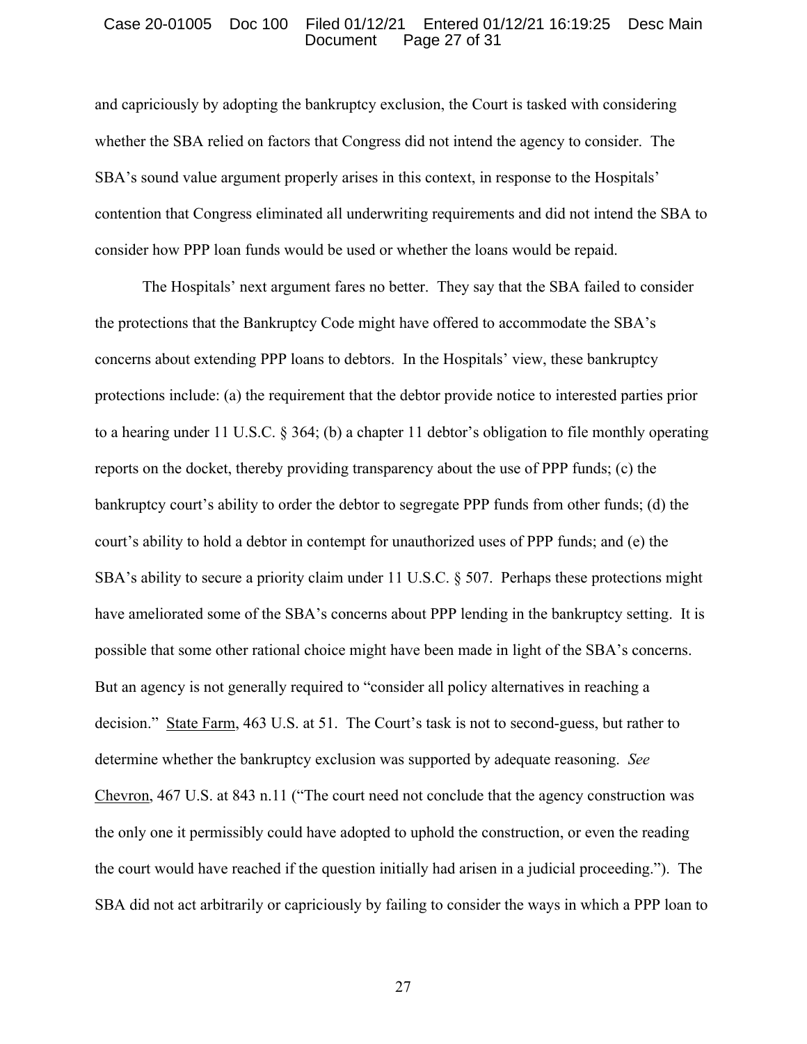and capriciously by adopting the bankruptcy exclusion, the Court is tasked with considering whether the SBA relied on factors that Congress did not intend the agency to consider. The SBA's sound value argument properly arises in this context, in response to the Hospitals' contention that Congress eliminated all underwriting requirements and did not intend the SBA to consider how PPP loan funds would be used or whether the loans would be repaid.

The Hospitals' next argument fares no better. They say that the SBA failed to consider the protections that the Bankruptcy Code might have offered to accommodate the SBA's concerns about extending PPP loans to debtors. In the Hospitals' view, these bankruptcy protections include: (a) the requirement that the debtor provide notice to interested parties prior to a hearing under 11 U.S.C. § 364; (b) a chapter 11 debtor's obligation to file monthly operating reports on the docket, thereby providing transparency about the use of PPP funds; (c) the bankruptcy court's ability to order the debtor to segregate PPP funds from other funds; (d) the court's ability to hold a debtor in contempt for unauthorized uses of PPP funds; and (e) the SBA's ability to secure a priority claim under 11 U.S.C. § 507. Perhaps these protections might have ameliorated some of the SBA's concerns about PPP lending in the bankruptcy setting. It is possible that some other rational choice might have been made in light of the SBA's concerns. But an agency is not generally required to "consider all policy alternatives in reaching a decision." State Farm, 463 U.S. at 51. The Court's task is not to second-guess, but rather to determine whether the bankruptcy exclusion was supported by adequate reasoning. *See* Chevron, 467 U.S. at 843 n.11 ("The court need not conclude that the agency construction was the only one it permissibly could have adopted to uphold the construction, or even the reading the court would have reached if the question initially had arisen in a judicial proceeding."). The SBA did not act arbitrarily or capriciously by failing to consider the ways in which a PPP loan to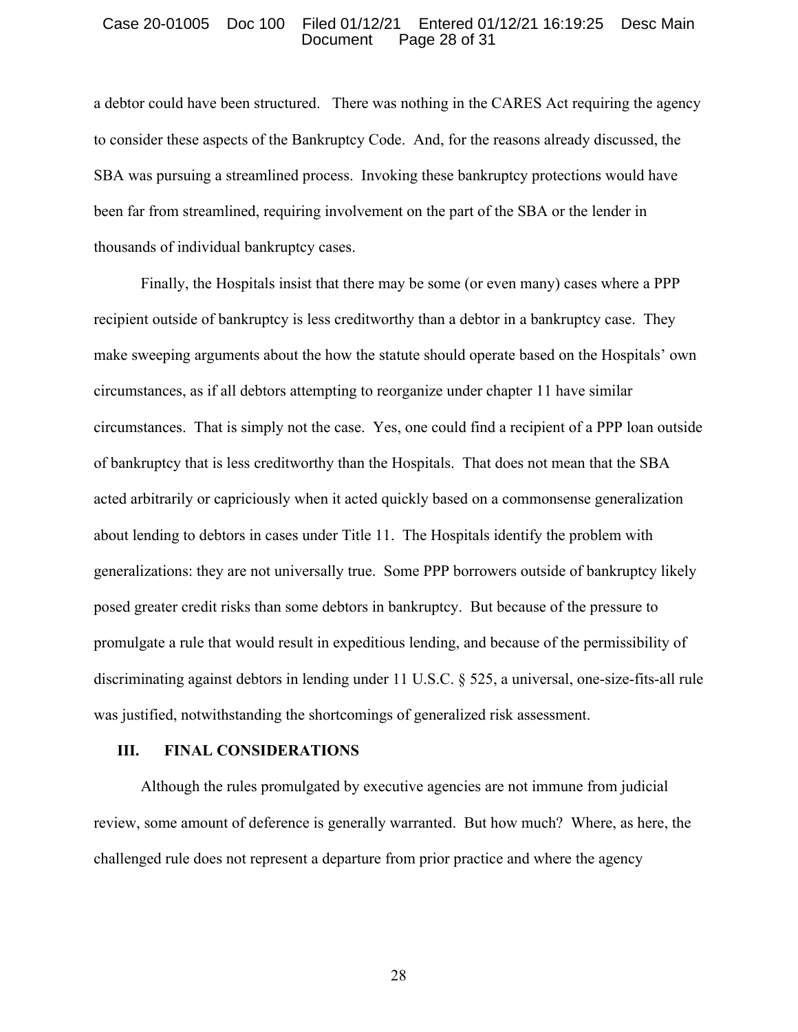a debtor could have been structured. There was nothing in the CARES Act requiring the agency to consider these aspects of the Bankruptcy Code. And, for the reasons already discussed, the SBA was pursuing a streamlined process. Invoking these bankruptcy protections would have been far from streamlined, requiring involvement on the part of the SBA or the lender in thousands of individual bankruptcy cases.

Finally, the Hospitals insist that there may be some (or even many) cases where a PPP recipient outside of bankruptcy is less creditworthy than a debtor in a bankruptcy case. They make sweeping arguments about the how the statute should operate based on the Hospitals' own circumstances, as if all debtors attempting to reorganize under chapter 11 have similar circumstances. That is simply not the case. Yes, one could find a recipient of a PPP loan outside of bankruptcy that is less creditworthy than the Hospitals. That does not mean that the SBA acted arbitrarily or capriciously when it acted quickly based on a commonsense generalization about lending to debtors in cases under Title 11. The Hospitals identify the problem with generalizations: they are not universally true. Some PPP borrowers outside of bankruptcy likely posed greater credit risks than some debtors in bankruptcy. But because of the pressure to promulgate a rule that would result in expeditious lending, and because of the permissibility of discriminating against debtors in lending under 11 U.S.C. § 525, a universal, one-size-fits-all rule was justified, notwithstanding the shortcomings of generalized risk assessment.

## III. FINAL CONSIDERATIONS

Although the rules promulgated by executive agencies are not immune from judicial review, some amount of deference is generally warranted. But how much? Where, as here, the challenged rule does not represent a departure from prior practice and where the agency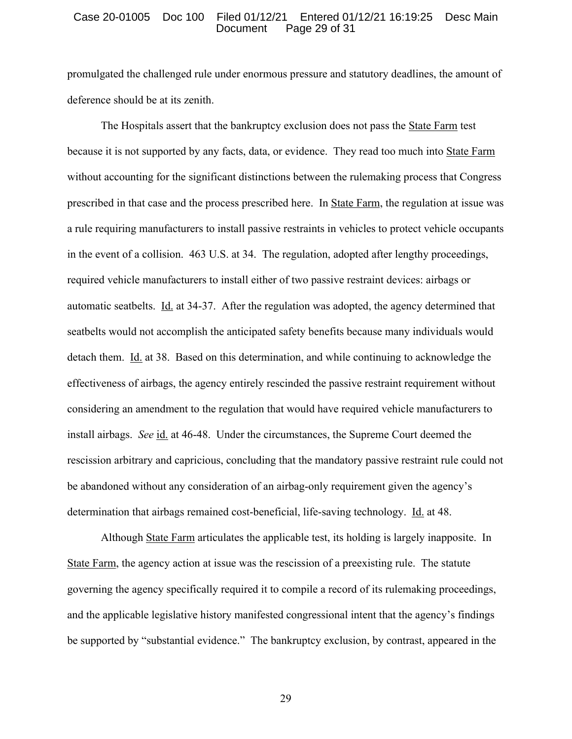promulgated the challenged rule under enormous pressure and statutory deadlines, the amount of deference should be at its zenith.

The Hospitals assert that the bankruptcy exclusion does not pass the State Farm test because it is not supported by any facts, data, or evidence. They read too much into State Farm without accounting for the significant distinctions between the rulemaking process that Congress prescribed in that case and the process prescribed here. In State Farm, the regulation at issue was a rule requiring manufacturers to install passive restraints in vehicles to protect vehicle occupants in the event of a collision. 463 U.S. at 34. The regulation, adopted after lengthy proceedings, required vehicle manufacturers to install either of two passive restraint devices: airbags or automatic seatbelts. Id. at 34-37. After the regulation was adopted, the agency determined that seatbelts would not accomplish the anticipated safety benefits because many individuals would detach them. Id. at 38. Based on this determination, and while continuing to acknowledge the effectiveness of airbags, the agency entirely rescinded the passive restraint requirement without considering an amendment to the regulation that would have required vehicle manufacturers to install airbags. *See* id. at 46-48. Under the circumstances, the Supreme Court deemed the rescission arbitrary and capricious, concluding that the mandatory passive restraint rule could not be abandoned without any consideration of an airbag-only requirement given the agency's determination that airbags remained cost-beneficial, life-saving technology. Id. at 48.

Although State Farm articulates the applicable test, its holding is largely inapposite. In State Farm, the agency action at issue was the rescission of a preexisting rule. The statute governing the agency specifically required it to compile a record of its rulemaking proceedings, and the applicable legislative history manifested congressional intent that the agency's findings be supported by "substantial evidence." The bankruptcy exclusion, by contrast, appeared in the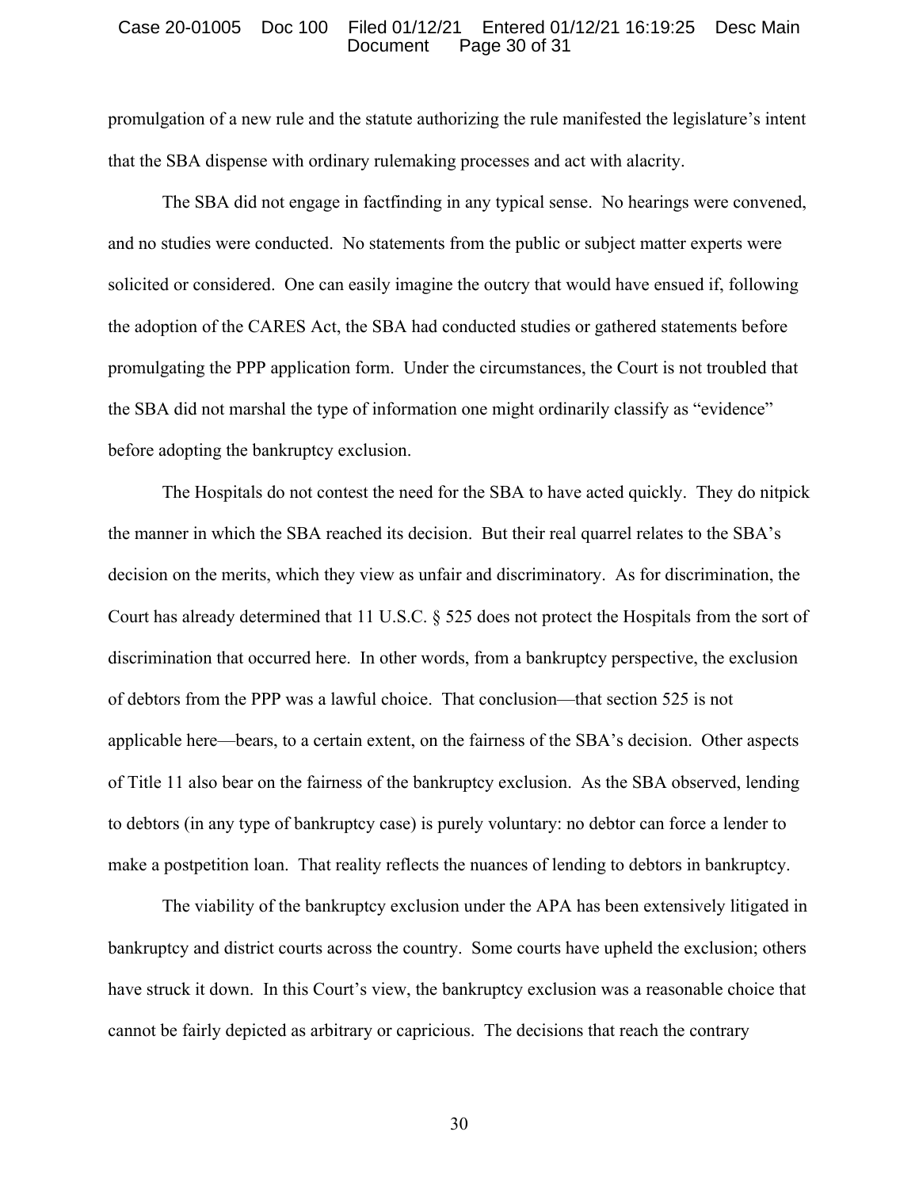promulgation of a new rule and the statute authorizing the rule manifested the legislature's intent that the SBA dispense with ordinary rulemaking processes and act with alacrity.

The SBA did not engage in factfinding in any typical sense. No hearings were convened, and no studies were conducted. No statements from the public or subject matter experts were solicited or considered. One can easily imagine the outcry that would have ensued if, following the adoption of the CARES Act, the SBA had conducted studies or gathered statements before promulgating the PPP application form. Under the circumstances, the Court is not troubled that the SBA did not marshal the type of information one might ordinarily classify as "evidence" before adopting the bankruptcy exclusion.

The Hospitals do not contest the need for the SBA to have acted quickly. They do nitpick the manner in which the SBA reached its decision. But their real quarrel relates to the SBA's decision on the merits, which they view as unfair and discriminatory. As for discrimination, the Court has already determined that 11 U.S.C. § 525 does not protect the Hospitals from the sort of discrimination that occurred here. In other words, from a bankruptcy perspective, the exclusion of debtors from the PPP was a lawful choice. That conclusion—that section 525 is not applicable here—bears, to a certain extent, on the fairness of the SBA's decision. Other aspects of Title 11 also bear on the fairness of the bankruptcy exclusion. As the SBA observed, lending to debtors (in any type of bankruptcy case) is purely voluntary: no debtor can force a lender to make a postpetition loan. That reality reflects the nuances of lending to debtors in bankruptcy.

The viability of the bankruptcy exclusion under the APA has been extensively litigated in bankruptcy and district courts across the country. Some courts have upheld the exclusion; others have struck it down. In this Court's view, the bankruptcy exclusion was a reasonable choice that cannot be fairly depicted as arbitrary or capricious. The decisions that reach the contrary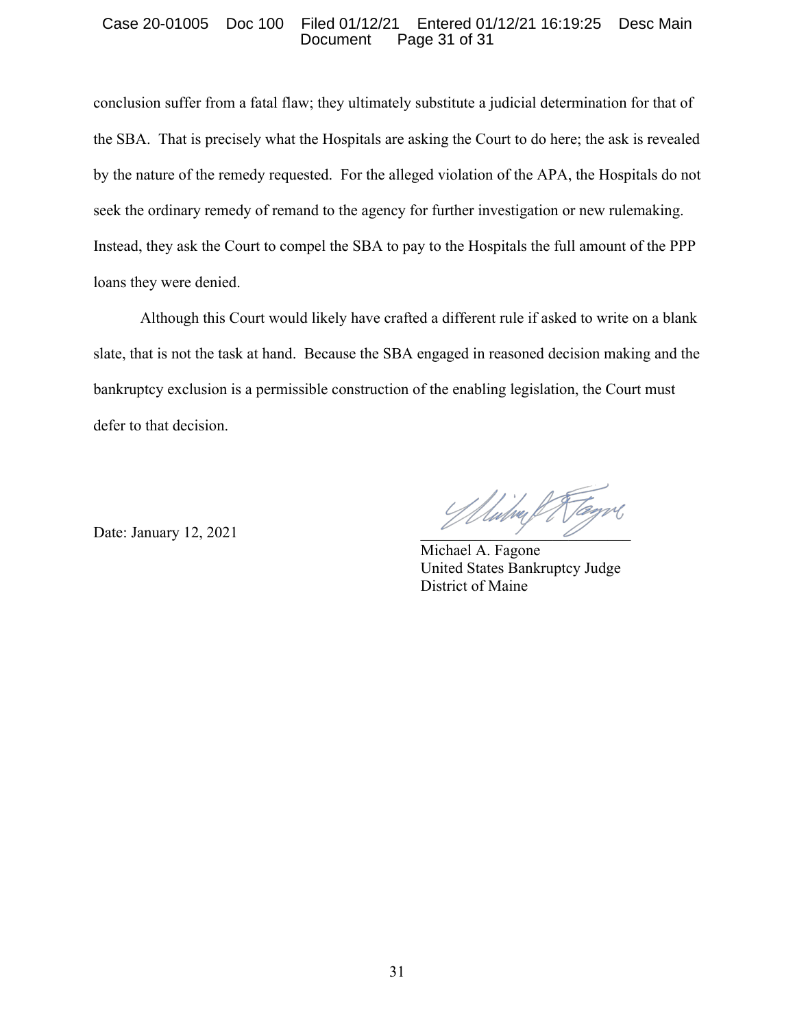conclusion suffer from a fatal flaw; they ultimately substitute a judicial determination for that of the SBA. That is precisely what the Hospitals are asking the Court to do here; the ask is revealed by the nature of the remedy requested. For the alleged violation of the APA, the Hospitals do not seek the ordinary remedy of remand to the agency for further investigation or new rulemaking. Instead, they ask the Court to compel the SBA to pay to the Hospitals the full amount of the PPP loans they were denied.

Although this Court would likely have crafted a different rule if asked to write on a blank slate, that is not the task at hand. Because the SBA engaged in reasoned decision making and the bankruptcy exclusion is a permissible construction of the enabling legislation, the Court must defer to that decision.

Date: January 12, 2021

Michael A. Fagone
United States Bankruptcy Judge
District of Maine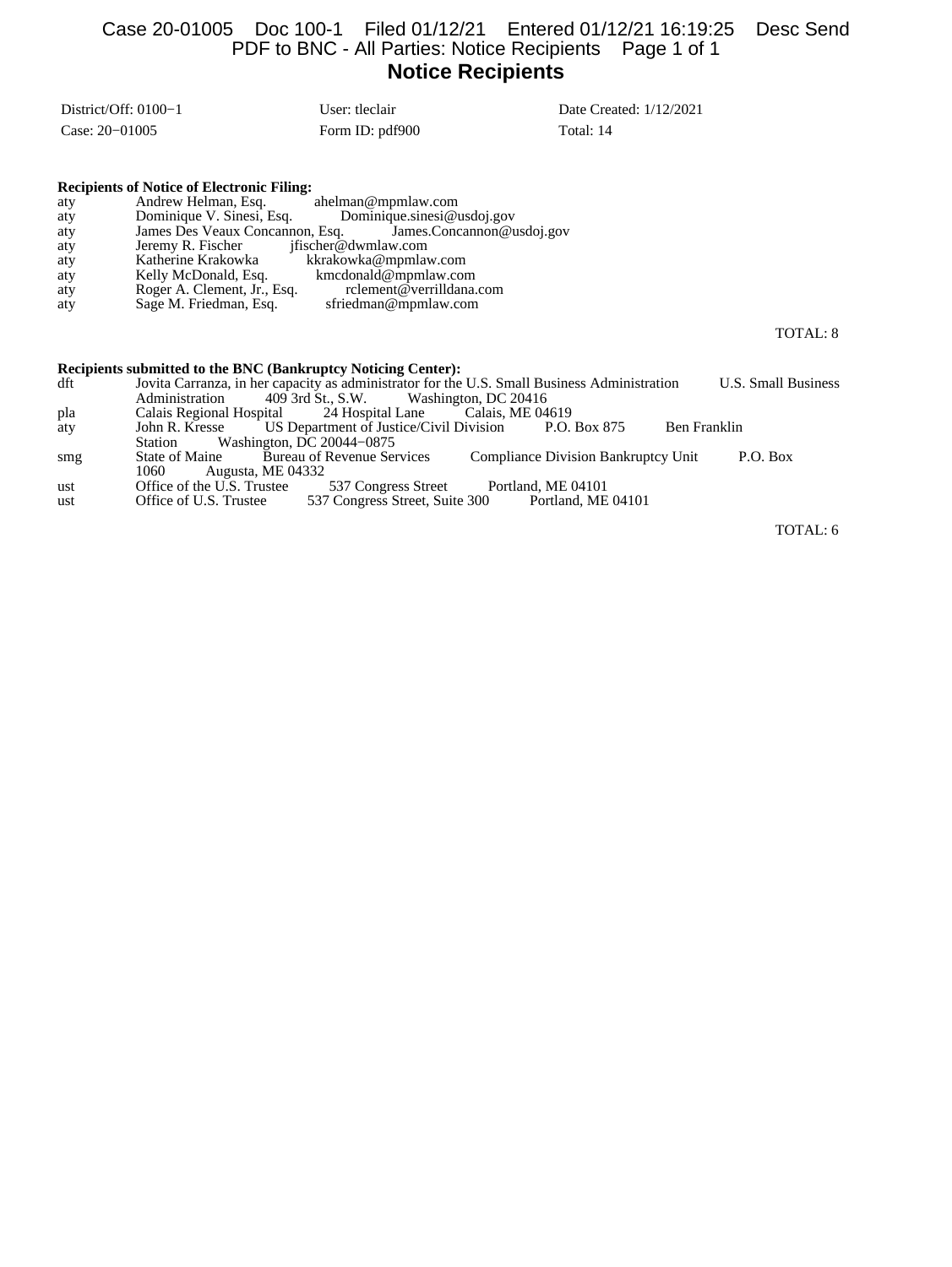# Notice Recipients

| | | |
|---|---|---|
| District/Off: 0100−1 | User: tleclair | Date Created: 1/12/2021 |
| Case: 20−01005 | Form ID: pdf900 | Total: 14 |

**Recipients of Notice of Electronic Filing:**

| | | |
|---|---|---|
| aty | Andrew Helman, Esq. | ahelman@mpmlaw.com |
| aty | Dominique V. Sinesi, Esq. | Dominique.sinesi@usdoj.gov |
| aty | James Des Veaux Concannon, Esq. | James.Concannon@usdoj.gov |
| aty | Jeremy R. Fischer | jfischer@dwmlaw.com |
| aty | Katherine Krakowka | kkrakowka@mpmlaw.com |
| aty | Kelly McDonald, Esq. | kmcdonald@mpmlaw.com |
| aty | Roger A. Clement, Jr., Esq. | rclement@verrilldana.com |
| aty | Sage M. Friedman, Esq. | sfriedman@mpmlaw.com |

TOTAL: 8

**Recipients submitted to the BNC (Bankruptcy Noticing Center):**

| | |
|---|---|
| dft | Jovita Carranza, in her capacity as administrator for the U.S. Small Business Administration U.S. Small Business Administration 409 3rd St., S.W. Washington, DC 20416 |
| pla | Calais Regional Hospital 24 Hospital Lane Calais, ME 04619 |
| aty | John R. Kresse US Department of Justice/Civil Division P.O. Box 875 Ben Franklin Station Washington, DC 20044−0875 |
| smg | State of Maine Bureau of Revenue Services Compliance Division Bankruptcy Unit P.O. Box 1060 Augusta, ME 04332 |
| ust | Office of the U.S. Trustee 537 Congress Street Portland, ME 04101 |
| ust | Office of U.S. Trustee 537 Congress Street, Suite 300 Portland, ME 04101 |

TOTAL: 6